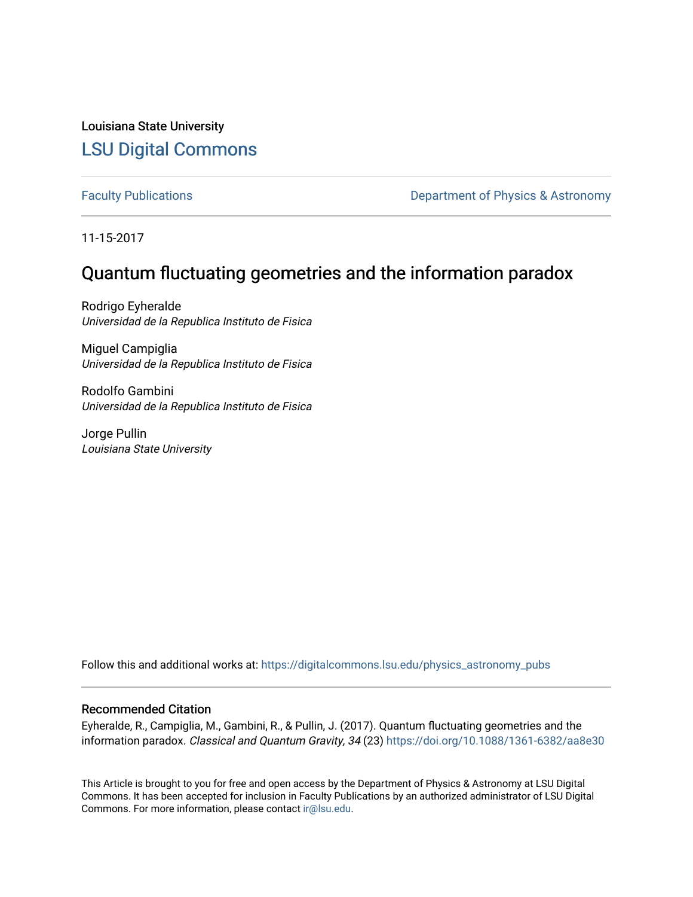Louisiana State University

# LSU Digital Commons

Faculty Publications

Department of Physics & Astronomy

11-15-2017

## Quantum fluctuating geometries and the information paradox

Rodrigo Eyheralde
*Universidad de la Republica Instituto de Fisica*

Miguel Campiglia
*Universidad de la Republica Instituto de Fisica*

Rodolfo Gambini
*Universidad de la Republica Instituto de Fisica*

Jorge Pullin
*Louisiana State University*

Follow this and additional works at: https://digitalcommons.lsu.edu/physics_astronomy_pubs

### Recommended Citation

Eyheralde, R., Campiglia, M., Gambini, R., & Pullin, J. (2017). Quantum fluctuating geometries and the information paradox. *Classical and Quantum Gravity, 34* (23) https://doi.org/10.1088/1361-6382/aa8e30

This Article is brought to you for free and open access by the Department of Physics & Astronomy at LSU Digital Commons. It has been accepted for inclusion in Faculty Publications by an authorized administrator of LSU Digital Commons. For more information, please contact ir@lsu.edu.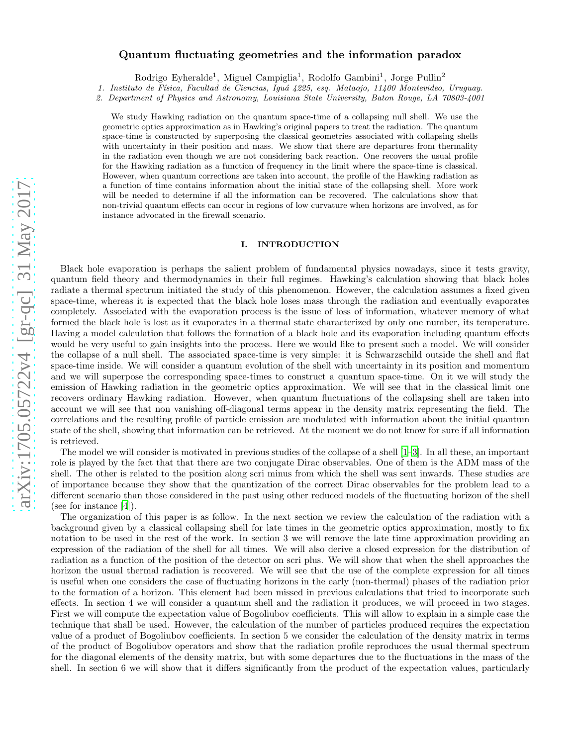# Quantum fluctuating geometries and the information paradox

Rodrigo Eyheralde[1], Miguel Campiglia[1], Rodolfo Gambini[1], Jorge Pullin[2]

*1. Instituto de Física, Facultad de Ciencias, Iguá 4225, esq. Mataojo, 11400 Montevideo, Uruguay.*
*2. Department of Physics and Astronomy, Louisiana State University, Baton Rouge, LA 70803-4001*

We study Hawking radiation on the quantum space-time of a collapsing null shell. We use the geometric optics approximation as in Hawking's original papers to treat the radiation. The quantum space-time is constructed by superposing the classical geometries associated with collapsing shells with uncertainty in their position and mass. We show that there are departures from thermality in the radiation even though we are not considering back reaction. One recovers the usual profile for the Hawking radiation as a function of frequency in the limit where the space-time is classical. However, when quantum corrections are taken into account, the profile of the Hawking radiation as a function of time contains information about the initial state of the collapsing shell. More work will be needed to determine if all the information can be recovered. The calculations show that non-trivial quantum effects can occur in regions of low curvature when horizons are involved, as for instance advocated in the firewall scenario.

## I. INTRODUCTION

Black hole evaporation is perhaps the salient problem of fundamental physics nowadays, since it tests gravity, quantum field theory and thermodynamics in their full regimes. Hawking's calculation showing that black holes radiate a thermal spectrum initiated the study of this phenomenon. However, the calculation assumes a fixed given space-time, whereas it is expected that the black hole loses mass through the radiation and eventually evaporates completely. Associated with the evaporation process is the issue of loss of information, whatever memory of what formed the black hole is lost as it evaporates in a thermal state characterized by only one number, its temperature. Having a model calculation that follows the formation of a black hole and its evaporation including quantum effects would be very useful to gain insights into the process. Here we would like to present such a model. We will consider the collapse of a null shell. The associated space-time is very simple: it is Schwarzschild outside the shell and flat space-time inside. We will consider a quantum evolution of the shell with uncertainty in its position and momentum and we will superpose the corresponding space-times to construct a quantum space-time. On it we will study the emission of Hawking radiation in the geometric optics approximation. We will see that in the classical limit one recovers ordinary Hawking radiation. However, when quantum fluctuations of the collapsing shell are taken into account we will see that non vanishing off-diagonal terms appear in the density matrix representing the field. The correlations and the resulting profile of particle emission are modulated with information about the initial quantum state of the shell, showing that information can be retrieved. At the moment we do not know for sure if all information is retrieved.

The model we will consider is motivated in previous studies of the collapse of a shell [1–3]. In all these, an important role is played by the fact that that there are two conjugate Dirac observables. One of them is the ADM mass of the shell. The other is related to the position along scri minus from which the shell was sent inwards. These studies are of importance because they show that the quantization of the correct Dirac observables for the problem lead to a different scenario than those considered in the past using other reduced models of the fluctuating horizon of the shell (see for instance [4]).

The organization of this paper is as follow. In the next section we review the calculation of the radiation with a background given by a classical collapsing shell for late times in the geometric optics approximation, mostly to fix notation to be used in the rest of the work. In section 3 we will remove the late time approximation providing an expression of the radiation of the shell for all times. We will also derive a closed expression for the distribution of radiation as a function of the position of the detector on scri plus. We will show that when the shell approaches the horizon the usual thermal radiation is recovered. We will see that the use of the complete expression for all times is useful when one considers the case of fluctuating horizons in the early (non-thermal) phases of the radiation prior to the formation of a horizon. This element had been missed in previous calculations that tried to incorporate such effects. In section 4 we will consider a quantum shell and the radiation it produces, we will proceed in two stages. First we will compute the expectation value of Bogoliubov coefficients. This will allow to explain in a simple case the technique that shall be used. However, the calculation of the number of particles produced requires the expectation value of a product of Bogoliubov coefficients. In section 5 we consider the calculation of the density matrix in terms of the product of Bogoliubov operators and show that the radiation profile reproduces the usual thermal spectrum for the diagonal elements of the density matrix, but with some departures due to the fluctuations in the mass of the shell. In section 6 we will show that it differs significantly from the product of the expectation values, particularly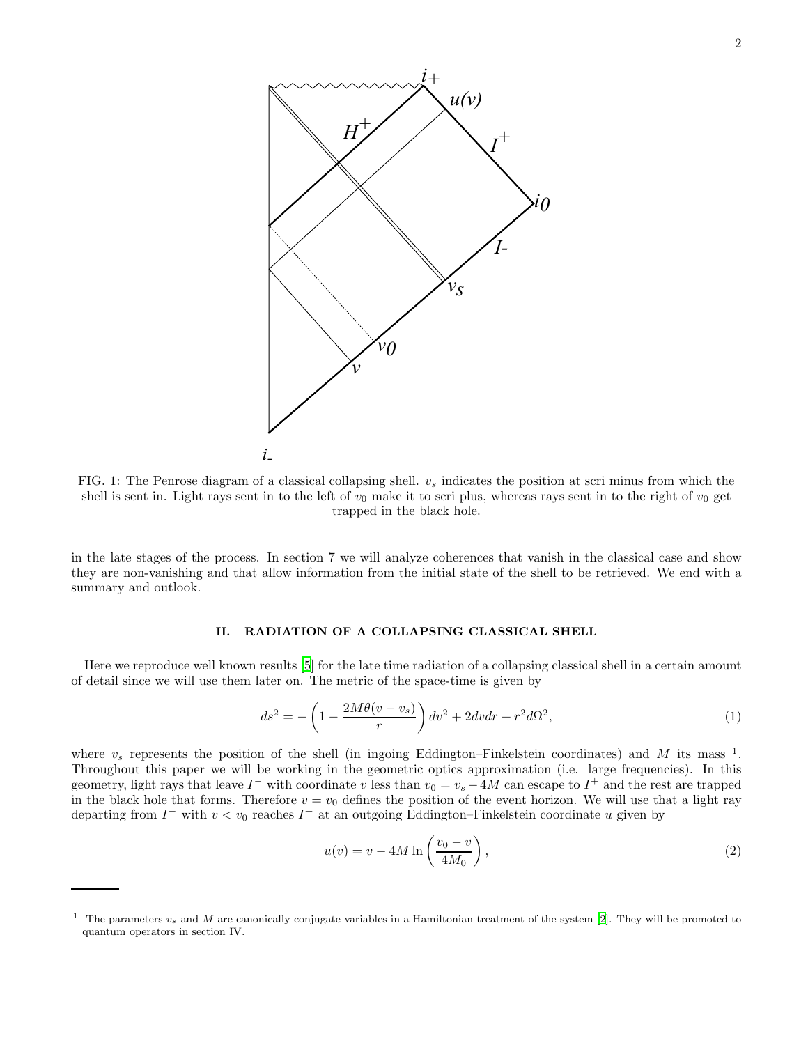FIG. 1: The Penrose diagram of a classical collapsing shell. $v_s$ indicates the position at scri minus from which the shell is sent in. Light rays sent in to the left of $v_0$ make it to scri plus, whereas rays sent in to the right of $v_0$ get trapped in the black hole.

in the late stages of the process. In section 7 we will analyze coherences that vanish in the classical case and show they are non-vanishing and that allow information from the initial state of the shell to be retrieved. We end with a summary and outlook.

## II. RADIATION OF A COLLAPSING CLASSICAL SHELL

Here we reproduce well known results [5] for the late time radiation of a collapsing classical shell in a certain amount of detail since we will use them later on. The metric of the space-time is given by

$$ds^2 = -\left(1 - \frac{2M\theta(v - v_s)}{r}\right) dv^2 + 2dvdr + r^2 d\Omega^2, \tag{1}$$

where $v_s$ represents the position of the shell (in ingoing Eddington–Finkelstein coordinates) and $M$ its mass [1]. Throughout this paper we will be working in the geometric optics approximation (i.e. large frequencies). In this geometry, light rays that leave $I^-$ with coordinate $v$ less than $v_0 = v_s - 4M$ can escape to $I^+$ and the rest are trapped in the black hole that forms. Therefore $v = v_0$ defines the position of the event horizon. We will use that a light ray departing from $I^-$ with $v < v_0$ reaches $I^+$ at an outgoing Eddington–Finkelstein coordinate $u$ given by

$$u(v) = v - 4M \ln\left(\frac{v_0 - v}{4M_0}\right), \tag{2}$$

[1] The parameters $v_s$ and $M$ are canonically conjugate variables in a Hamiltonian treatment of the system [2]. They will be promoted to quantum operators in section IV.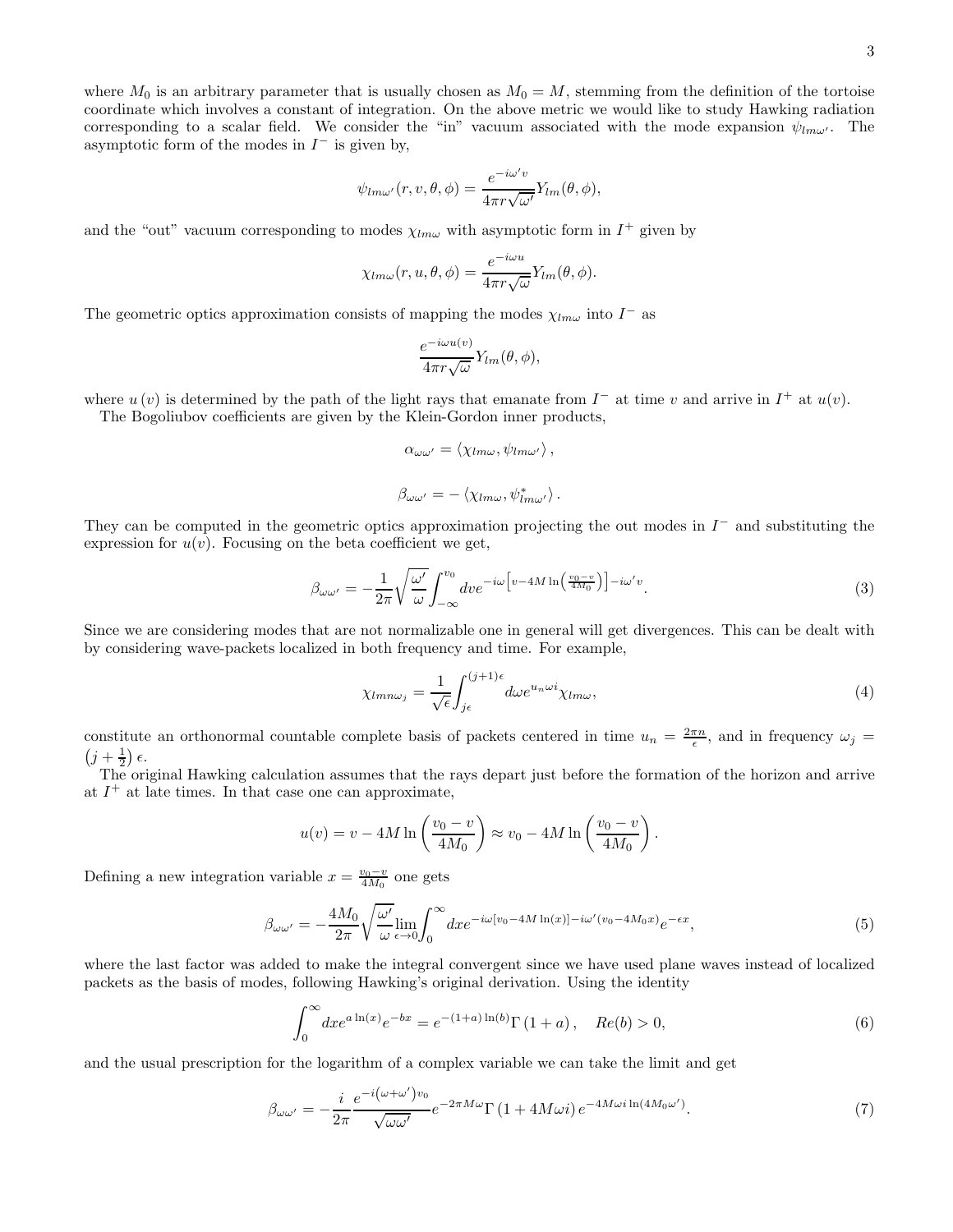where $M_0$ is an arbitrary parameter that is usually chosen as $M_0 = M$, stemming from the definition of the tortoise coordinate which involves a constant of integration. On the above metric we would like to study Hawking radiation corresponding to a scalar field. We consider the "in" vacuum associated with the mode expansion $\psi_{lm\omega'}$. The asymptotic form of the modes in $I^-$ is given by,

$$\psi_{lm\omega'}(r,v,\theta,\phi) = \frac{e^{-i\omega' v}}{4\pi r\sqrt{\omega'}} Y_{lm}(\theta,\phi),$$

and the "out" vacuum corresponding to modes $\chi_{lm\omega}$ with asymptotic form in $I^+$ given by

$$\chi_{lm\omega}(r,u,\theta,\phi) = \frac{e^{-i\omega u}}{4\pi r\sqrt{\omega}} Y_{lm}(\theta,\phi).$$

The geometric optics approximation consists of mapping the modes $\chi_{lm\omega}$ into $I^-$ as

$$\frac{e^{-i\omega u(v)}}{4\pi r\sqrt{\omega}} Y_{lm}(\theta,\phi),$$

where $u(v)$ is determined by the path of the light rays that emanate from $I^-$ at time $v$ and arrive in $I^+$ at $u(v)$.

The Bogoliubov coefficients are given by the Klein-Gordon inner products,

$$\alpha_{\omega\omega'} = \langle \chi_{lm\omega}, \psi_{lm\omega'} \rangle,$$

$$\beta_{\omega\omega'} = -\langle \chi_{lm\omega}, \psi^*_{lm\omega'} \rangle.$$

They can be computed in the geometric optics approximation projecting the out modes in $I^-$ and substituting the expression for $u(v)$. Focusing on the beta coefficient we get,

$$\beta_{\omega\omega'} = -\frac{1}{2\pi}\sqrt{\frac{\omega'}{\omega}} \int_{-\infty}^{v_0} dv e^{-i\omega\left[v - 4M\ln\left(\frac{v_0 - v}{4M_0}\right)\right] - i\omega' v}. \tag{3}$$

Since we are considering modes that are not normalizable one in general will get divergences. This can be dealt with by considering wave-packets localized in both frequency and time. For example,

$$\chi_{lmn\omega_j} = \frac{1}{\sqrt{\epsilon}} \int_{j\epsilon}^{(j+1)\epsilon} d\omega e^{u_n \omega i} \chi_{lm\omega}, \tag{4}$$

constitute an orthonormal countable complete basis of packets centered in time $u_n = \frac{2\pi n}{\epsilon}$, and in frequency $\omega_j = \left(j + \frac{1}{2}\right)\epsilon$.

The original Hawking calculation assumes that the rays depart just before the formation of the horizon and arrive at $I^+$ at late times. In that case one can approximate,

$$u(v) = v - 4M\ln\left(\frac{v_0 - v}{4M_0}\right) \approx v_0 - 4M\ln\left(\frac{v_0 - v}{4M_0}\right).$$

Defining a new integration variable $x = \frac{v_0 - v}{4M_0}$ one gets

$$\beta_{\omega\omega'} = -\frac{4M_0}{2\pi}\sqrt{\frac{\omega'}{\omega}} \lim_{\epsilon\to 0} \int_0^{\infty} dx e^{-i\omega[v_0 - 4M\ln(x)] - i\omega'(v_0 - 4M_0 x)} e^{-\epsilon x}, \tag{5}$$

where the last factor was added to make the integral convergent since we have used plane waves instead of localized packets as the basis of modes, following Hawking's original derivation. Using the identity

$$\int_0^{\infty} dx e^{a\ln(x)} e^{-bx} = e^{-(1+a)\ln(b)} \Gamma(1+a), \quad Re(b) > 0, \tag{6}$$

and the usual prescription for the logarithm of a complex variable we can take the limit and get

$$\beta_{\omega\omega'} = -\frac{i}{2\pi} \frac{e^{-i(\omega+\omega')v_0}}{\sqrt{\omega\omega'}} e^{-2\pi M\omega} \Gamma(1 + 4M\omega i) e^{-4M\omega i \ln(4M_0\omega')}. \tag{7}$$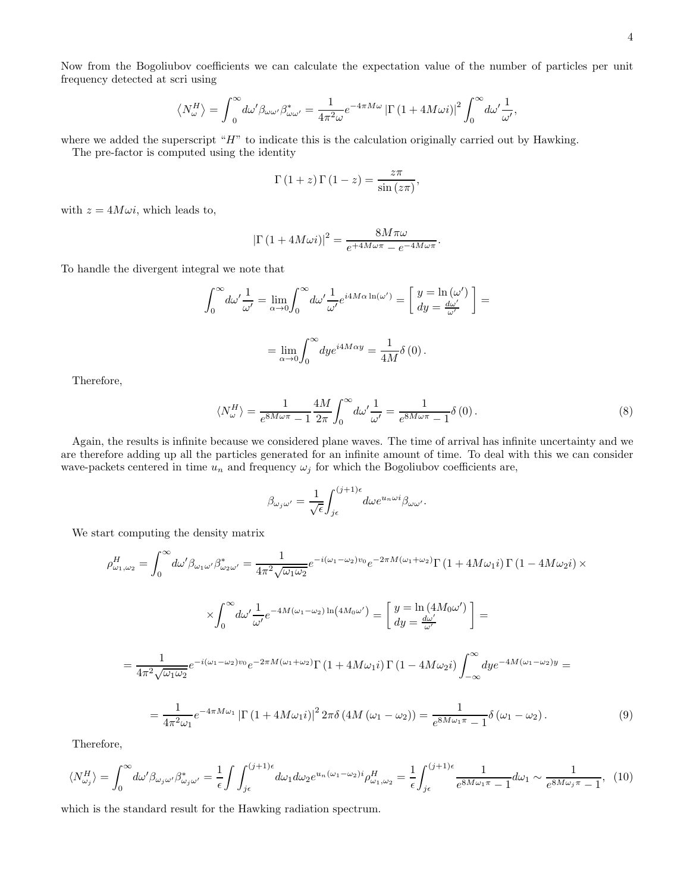Now from the Bogoliubov coefficients we can calculate the expectation value of the number of particles per unit frequency detected at scri using

$$\left\langle N_\omega^H \right\rangle = \int_0^\infty d\omega' \beta_{\omega\omega'}\beta^*_{\omega\omega'} = \frac{1}{4\pi^2\omega} e^{-4\pi M\omega} \left|\Gamma\left(1+4M\omega i\right)\right|^2 \int_0^\infty d\omega' \frac{1}{\omega'},$$

where we added the superscript "$H$" to indicate this is the calculation originally carried out by Hawking.

The pre-factor is computed using the identity

$$\Gamma\left(1+z\right)\Gamma\left(1-z\right) = \frac{z\pi}{\sin\left(z\pi\right)},$$

with $z = 4M\omega i$, which leads to,

$$\left|\Gamma\left(1+4M\omega i\right)\right|^2 = \frac{8M\pi\omega}{e^{+4M\omega\pi} - e^{-4M\omega\pi}}.$$

To handle the divergent integral we note that

$$\int_0^\infty d\omega' \frac{1}{\omega'} = \lim_{\alpha\to 0}\int_0^\infty d\omega' \frac{1}{\omega'} e^{i4M\alpha\ln(\omega')} = \left[\begin{array}{c} y = \ln\left(\omega'\right) \\ dy = \frac{d\omega'}{\omega'} \end{array}\right] =$$

$$= \lim_{\alpha\to 0}\int_0^\infty dy e^{i4M\alpha y} = \frac{1}{4M}\delta\left(0\right).$$

Therefore,

$$\langle N_\omega^H\rangle = \frac{1}{e^{8M\omega\pi}-1}\frac{4M}{2\pi}\int_0^\infty d\omega' \frac{1}{\omega'} = \frac{1}{e^{8M\omega\pi}-1}\delta\left(0\right). \tag{8}$$

Again, the results is infinite because we considered plane waves. The time of arrival has infinite uncertainty and we are therefore adding up all the particles generated for an infinite amount of time. To deal with this we can consider wave-packets centered in time $u_n$ and frequency $\omega_j$ for which the Bogoliubov coefficients are,

$$\beta_{\omega_j\omega'} = \frac{1}{\sqrt{\epsilon}}\int_{j\epsilon}^{(j+1)\epsilon} d\omega e^{u_n\omega i}\beta_{\omega\omega'}.$$

We start computing the density matrix

$$\rho^H_{\omega_1,\omega_2} = \int_0^\infty d\omega' \beta_{\omega_1\omega'}\beta^*_{\omega_2\omega'} = \frac{1}{4\pi^2\sqrt{\omega_1\omega_2}} e^{-i(\omega_1-\omega_2)v_0} e^{-2\pi M(\omega_1+\omega_2)}\Gamma\left(1+4M\omega_1 i\right)\Gamma\left(1-4M\omega_2 i\right)\times$$

$$\times\int_0^\infty d\omega' \frac{1}{\omega'} e^{-4M(\omega_1-\omega_2)\ln\left(4M_0\omega'\right)} = \left[\begin{array}{c} y = \ln\left(4M_0\omega'\right) \\ dy = \frac{d\omega'}{\omega'} \end{array}\right] =$$

$$= \frac{1}{4\pi^2\sqrt{\omega_1\omega_2}} e^{-i(\omega_1-\omega_2)v_0} e^{-2\pi M(\omega_1+\omega_2)}\Gamma\left(1+4M\omega_1 i\right)\Gamma\left(1-4M\omega_2 i\right)\int_{-\infty}^\infty dy e^{-4M(\omega_1-\omega_2)y} =$$

$$= \frac{1}{4\pi^2\omega_1} e^{-4\pi M\omega_1}\left|\Gamma\left(1+4M\omega_1 i\right)\right|^2 2\pi\delta\left(4M\left(\omega_1-\omega_2\right)\right) = \frac{1}{e^{8M\omega_1\pi}-1}\delta\left(\omega_1-\omega_2\right). \tag{9}$$

Therefore,

$$\langle N^H_{\omega_j}\rangle = \int_0^\infty d\omega' \beta_{\omega_j\omega'}\beta^*_{\omega_j\omega'} = \frac{1}{\epsilon}\int\int_{j\epsilon}^{(j+1)\epsilon} d\omega_1 d\omega_2 e^{u_n(\omega_1-\omega_2)i}\rho^H_{\omega_1,\omega_2} = \frac{1}{\epsilon}\int_{j\epsilon}^{(j+1)\epsilon}\frac{1}{e^{8M\omega_1\pi}-1}d\omega_1 \sim \frac{1}{e^{8M\omega_j\pi}-1}, \tag{10}$$

which is the standard result for the Hawking radiation spectrum.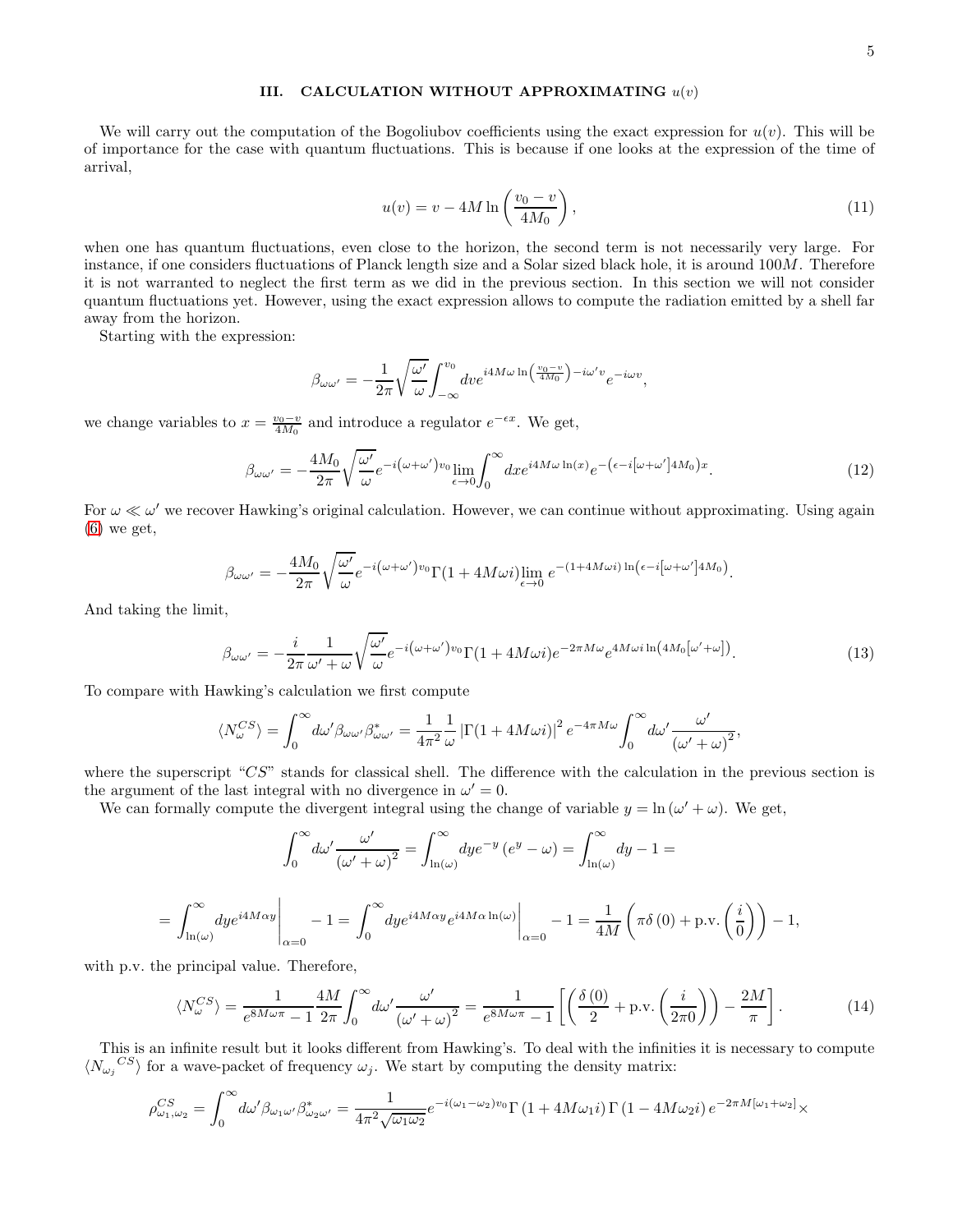## III. CALCULATION WITHOUT APPROXIMATING $u(v)$

We will carry out the computation of the Bogoliubov coefficients using the exact expression for $u(v)$. This will be of importance for the case with quantum fluctuations. This is because if one looks at the expression of the time of arrival,

$$u(v) = v - 4M \ln\left(\frac{v_0 - v}{4M_0}\right), \tag{11}$$

when one has quantum fluctuations, even close to the horizon, the second term is not necessarily very large. For instance, if one considers fluctuations of Planck length size and a Solar sized black hole, it is around $100M$. Therefore it is not warranted to neglect the first term as we did in the previous section. In this section we will not consider quantum fluctuations yet. However, using the exact expression allows to compute the radiation emitted by a shell far away from the horizon.

Starting with the expression:

$$\beta_{\omega\omega'} = -\frac{1}{2\pi}\sqrt{\frac{\omega'}{\omega}}\int_{-\infty}^{v_0} dv e^{i4M\omega\ln\left(\frac{v_0-v}{4M_0}\right)-i\omega' v} e^{-i\omega v},$$

we change variables to $x = \frac{v_0 - v}{4M_0}$ and introduce a regulator $e^{-\epsilon x}$. We get,

$$\beta_{\omega\omega'} = -\frac{4M_0}{2\pi}\sqrt{\frac{\omega'}{\omega}} e^{-i(\omega+\omega')v_0} \lim_{\epsilon\to 0}\int_0^\infty dx e^{i4M\omega\ln(x)} e^{-\left(\epsilon - i[\omega+\omega']4M_0\right)x}. \tag{12}$$

For $\omega \ll \omega'$ we recover Hawking's original calculation. However, we can continue without approximating. Using again (6) we get,

$$\beta_{\omega\omega'} = -\frac{4M_0}{2\pi}\sqrt{\frac{\omega'}{\omega}} e^{-i(\omega+\omega')v_0}\Gamma(1+4M\omega i) \lim_{\epsilon\to 0} e^{-(1+4M\omega i)\ln\left(\epsilon - i[\omega+\omega']4M_0\right)}.$$

And taking the limit,

$$\beta_{\omega\omega'} = -\frac{i}{2\pi}\frac{1}{\omega'+\omega}\sqrt{\frac{\omega'}{\omega}} e^{-i(\omega+\omega')v_0}\Gamma(1+4M\omega i) e^{-2\pi M\omega} e^{4M\omega i\ln\left(4M_0[\omega'+\omega]\right)}. \tag{13}$$

To compare with Hawking's calculation we first compute

$$\langle N_\omega^{CS}\rangle = \int_0^\infty d\omega' \beta_{\omega\omega'}\beta^*_{\omega\omega'} = \frac{1}{4\pi^2}\frac{1}{\omega}\left|\Gamma(1+4M\omega i)\right|^2 e^{-4\pi M\omega}\int_0^\infty d\omega' \frac{\omega'}{(\omega'+\omega)^2},$$

where the superscript "$CS$" stands for classical shell. The difference with the calculation in the previous section is the argument of the last integral with no divergence in $\omega' = 0$.

We can formally compute the divergent integral using the change of variable $y = \ln(\omega' + \omega)$. We get,

$$\int_0^\infty d\omega' \frac{\omega'}{(\omega'+\omega)^2} = \int_{\ln(\omega)}^\infty dy e^{-y}\left(e^y - \omega\right) = \int_{\ln(\omega)}^\infty dy - 1 =$$

$$= \int_{\ln(\omega)}^\infty dy e^{i4M\alpha y}\Bigg|_{\alpha=0} - 1 = \int_0^\infty dy e^{i4M\alpha y} e^{i4M\alpha\ln(\omega)}\Bigg|_{\alpha=0} - 1 = \frac{1}{4M}\left(\pi\delta(0) + \text{p.v.}\left(\frac{i}{0}\right)\right) - 1,$$

with p.v. the principal value. Therefore,

$$\langle N_\omega^{CS}\rangle = \frac{1}{e^{8M\omega\pi}-1}\frac{4M}{2\pi}\int_0^\infty d\omega' \frac{\omega'}{(\omega'+\omega)^2} = \frac{1}{e^{8M\omega\pi}-1}\left[\left(\frac{\delta(0)}{2} + \text{p.v.}\left(\frac{i}{2\pi 0}\right)\right) - \frac{2M}{\pi}\right]. \tag{14}$$

This is an infinite result but it looks different from Hawking's. To deal with the infinities it is necessary to compute $\langle N_{\omega_j}{}^{CS}\rangle$ for a wave-packet of frequency $\omega_j$. We start by computing the density matrix:

$$\rho^{CS}_{\omega_1,\omega_2} = \int_0^\infty d\omega' \beta_{\omega_1\omega'}\beta^*_{\omega_2\omega'} = \frac{1}{4\pi^2\sqrt{\omega_1\omega_2}} e^{-i(\omega_1-\omega_2)v_0}\Gamma(1+4M\omega_1 i)\Gamma(1-4M\omega_2 i) e^{-2\pi M[\omega_1+\omega_2]}\times$$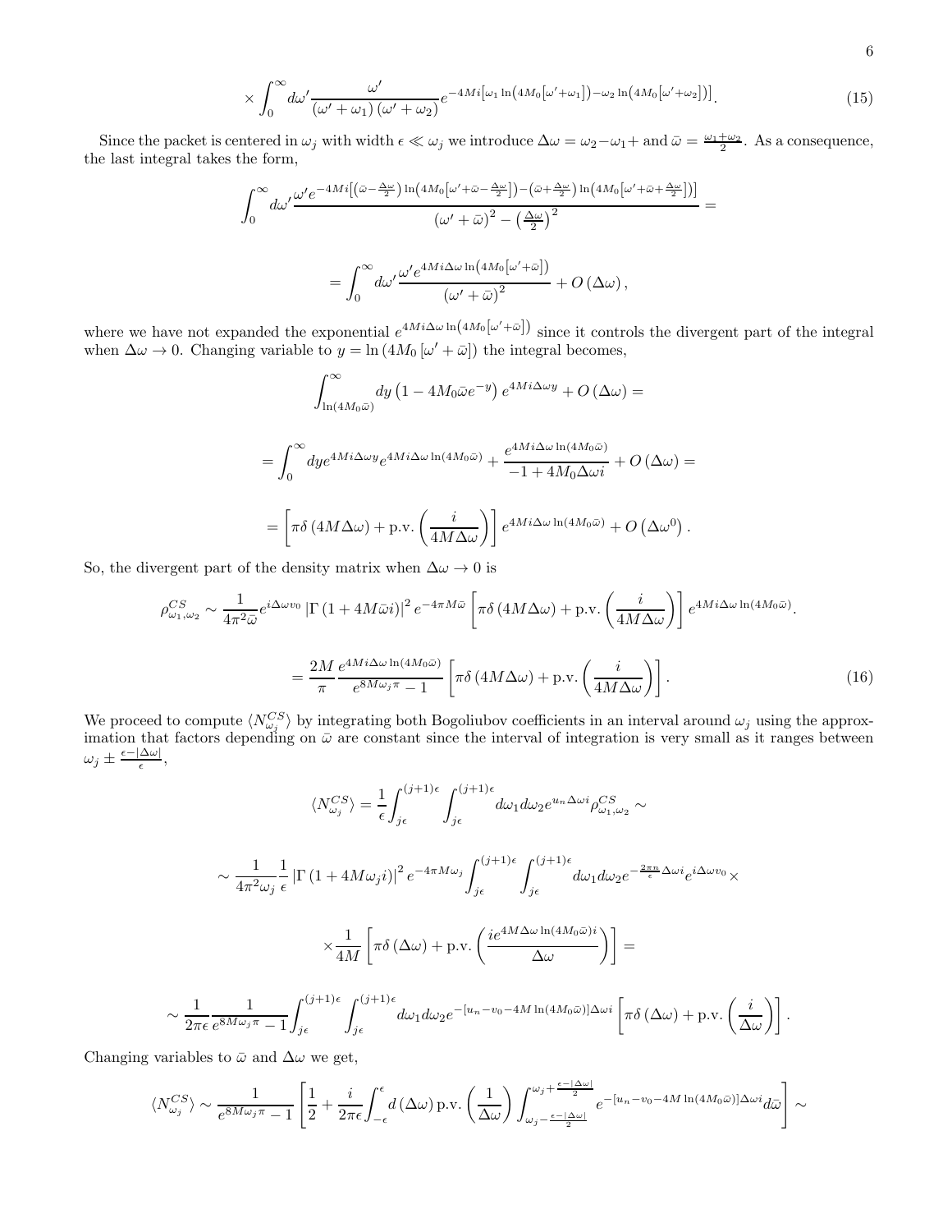$$\times \int_0^\infty d\omega' \frac{\omega'}{(\omega'+\omega_1)(\omega'+\omega_2)} e^{-4Mi\left[\omega_1 \ln\left(4M_0\left[\omega'+\omega_1\right]\right)-\omega_2 \ln\left(4M_0\left[\omega'+\omega_2\right]\right)\right]}. \tag{15}$$

Since the packet is centered in $\omega_j$ with width $\epsilon \ll \omega_j$ we introduce $\Delta\omega = \omega_2 - \omega_1 +$ and $\bar{\omega} = \frac{\omega_1+\omega_2}{2}$. As a consequence, the last integral takes the form,

$$\int_0^\infty d\omega' \frac{\omega' e^{-4Mi\left[\left(\bar{\omega}-\frac{\Delta\omega}{2}\right)\ln\left(4M_0\left[\omega'+\bar{\omega}-\frac{\Delta\omega}{2}\right]\right)-\left(\bar{\omega}+\frac{\Delta\omega}{2}\right)\ln\left(4M_0\left[\omega'+\bar{\omega}+\frac{\Delta\omega}{2}\right]\right)\right]}}{\left(\omega'+\bar{\omega}\right)^2-\left(\frac{\Delta\omega}{2}\right)^2} =$$

$$= \int_0^\infty d\omega' \frac{\omega' e^{4Mi\Delta\omega \ln\left(4M_0\left[\omega'+\bar{\omega}\right]\right)}}{\left(\omega'+\bar{\omega}\right)^2} + O\left(\Delta\omega\right),$$

where we have not expanded the exponential $e^{4Mi\Delta\omega\ln\left(4M_0\left[\omega'+\bar{\omega}\right]\right)}$ since it controls the divergent part of the integral when $\Delta\omega \to 0$. Changing variable to $y = \ln\left(4M_0\left[\omega'+\bar{\omega}\right]\right)$ the integral becomes,

$$\int_{\ln(4M_0\bar{\omega})}^\infty dy \left(1 - 4M_0\bar{\omega}e^{-y}\right) e^{4Mi\Delta\omega y} + O\left(\Delta\omega\right) =$$

$$= \int_0^\infty dy e^{4Mi\Delta\omega y} e^{4Mi\Delta\omega \ln(4M_0\bar{\omega})} + \frac{e^{4Mi\Delta\omega \ln(4M_0\bar{\omega})}}{-1+4M_0\Delta\omega i} + O\left(\Delta\omega\right) =$$

$$= \left[\pi\delta\left(4M\Delta\omega\right) + \text{p.v.}\left(\frac{i}{4M\Delta\omega}\right)\right] e^{4Mi\Delta\omega\ln(4M_0\bar{\omega})} + O\left(\Delta\omega^0\right).$$

So, the divergent part of the density matrix when $\Delta\omega \to 0$ is

$$\rho^{CS}_{\omega_1,\omega_2} \sim \frac{1}{4\pi^2\bar{\omega}} e^{i\Delta\omega v_0} \left|\Gamma\left(1+4M\bar{\omega}i\right)\right|^2 e^{-4\pi M\bar{\omega}} \left[\pi\delta\left(4M\Delta\omega\right) + \text{p.v.}\left(\frac{i}{4M\Delta\omega}\right)\right] e^{4Mi\Delta\omega\ln(4M_0\bar{\omega})}.$$

$$= \frac{2M}{\pi} \frac{e^{4Mi\Delta\omega\ln(4M_0\bar{\omega})}}{e^{8M\omega_j\pi}-1} \left[\pi\delta\left(4M\Delta\omega\right) + \text{p.v.}\left(\frac{i}{4M\Delta\omega}\right)\right]. \tag{16}$$

We proceed to compute $\langle N^{CS}_{\omega_j}\rangle$ by integrating both Bogoliubov coefficients in an interval around $\omega_j$ using the approximation that factors depending on $\bar{\omega}$ are constant since the interval of integration is very small as it ranges between $\omega_j \pm \frac{\epsilon-|\Delta\omega|}{\epsilon}$,

$$\langle N^{CS}_{\omega_j}\rangle = \frac{1}{\epsilon}\int_{j\epsilon}^{(j+1)\epsilon}\int_{j\epsilon}^{(j+1)\epsilon} d\omega_1 d\omega_2 e^{u_n\Delta\omega i}\rho^{CS}_{\omega_1,\omega_2} \sim$$

$$\sim \frac{1}{4\pi^2\omega_j}\frac{1}{\epsilon}\left|\Gamma\left(1+4M\omega_j i\right)\right|^2 e^{-4\pi M\omega_j}\int_{j\epsilon}^{(j+1)\epsilon}\int_{j\epsilon}^{(j+1)\epsilon} d\omega_1 d\omega_2 e^{-\frac{2\pi n}{\epsilon}\Delta\omega i} e^{i\Delta\omega v_0} \times$$

$$\times \frac{1}{4M}\left[\pi\delta\left(\Delta\omega\right) + \text{p.v.}\left(\frac{i e^{4M\Delta\omega\ln(4M_0\bar{\omega})i}}{\Delta\omega}\right)\right] =$$

$$\sim \frac{1}{2\pi\epsilon}\frac{1}{e^{8M\omega_j\pi}-1}\int_{j\epsilon}^{(j+1)\epsilon}\int_{j\epsilon}^{(j+1)\epsilon} d\omega_1 d\omega_2 e^{-\left[u_n - v_0 - 4M\ln(4M_0\bar{\omega})\right]\Delta\omega i}\left[\pi\delta\left(\Delta\omega\right) + \text{p.v.}\left(\frac{i}{\Delta\omega}\right)\right].$$

Changing variables to $\bar{\omega}$ and $\Delta\omega$ we get,

$$\langle N^{CS}_{\omega_j}\rangle \sim \frac{1}{e^{8M\omega_j\pi}-1}\left[\frac{1}{2} + \frac{i}{2\pi\epsilon}\int_{-\epsilon}^{\epsilon} d\left(\Delta\omega\right)\text{p.v.}\left(\frac{1}{\Delta\omega}\right)\int_{\omega_j-\frac{\epsilon-|\Delta\omega|}{2}}^{\omega_j+\frac{\epsilon-|\Delta\omega|}{2}} e^{-\left[u_n-v_0-4M\ln(4M_0\bar{\omega})\right]\Delta\omega i} d\bar{\omega}\right] \sim$$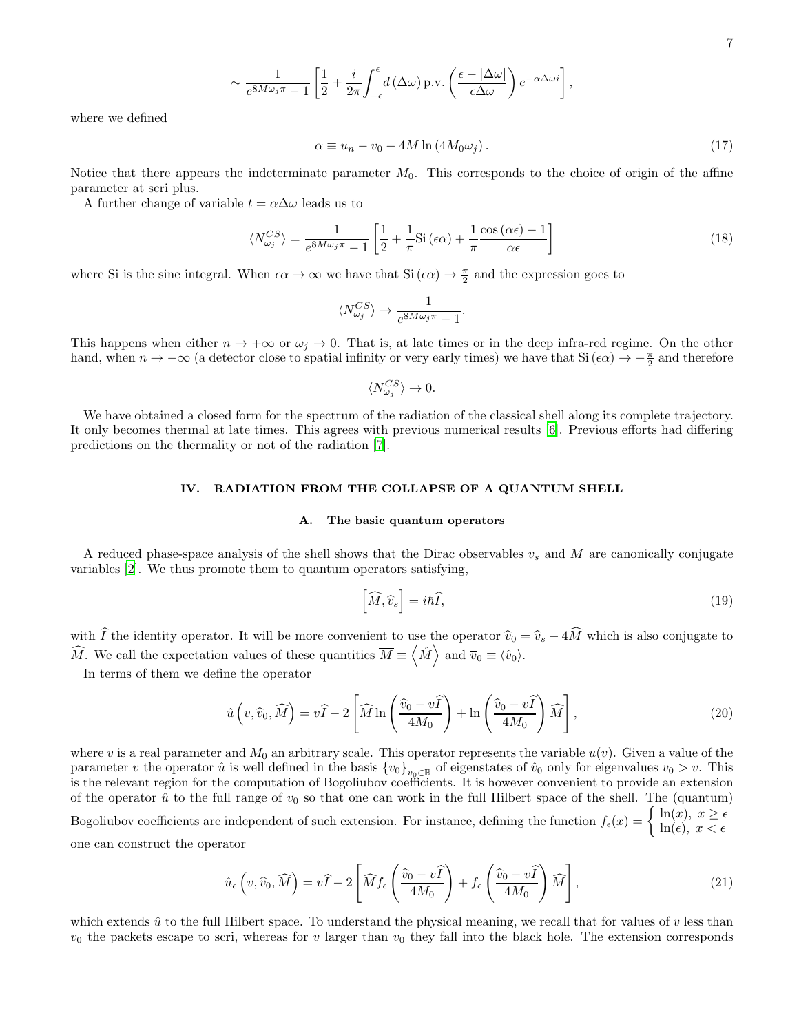$$\sim \frac{1}{e^{8M\omega_j\pi}-1}\left[\frac{1}{2}+\frac{i}{2\pi}\int_{-\epsilon}^{\epsilon}d\left(\Delta\omega\right)\text{p.v.}\left(\frac{\epsilon-|\Delta\omega|}{\epsilon\Delta\omega}\right)e^{-\alpha\Delta\omega i}\right],$$

where we defined

$$\alpha \equiv u_n - v_0 - 4M\ln\left(4M_0\omega_j\right). \tag{17}$$

Notice that there appears the indeterminate parameter $M_0$. This corresponds to the choice of origin of the affine parameter at scri plus.

A further change of variable $t = \alpha\Delta\omega$ leads us to

$$\langle N^{CS}_{\omega_j}\rangle = \frac{1}{e^{8M\omega_j\pi}-1}\left[\frac{1}{2}+\frac{1}{\pi}\text{Si}\left(\epsilon\alpha\right)+\frac{1}{\pi}\frac{\cos\left(\alpha\epsilon\right)-1}{\alpha\epsilon}\right] \tag{18}$$

where Si is the sine integral. When $\epsilon\alpha \to \infty$ we have that $\text{Si}\left(\epsilon\alpha\right) \to \frac{\pi}{2}$ and the expression goes to

$$\langle N^{CS}_{\omega_j}\rangle \to \frac{1}{e^{8M\omega_j\pi}-1}.$$

This happens when either $n \to +\infty$ or $\omega_j \to 0$. That is, at late times or in the deep infra-red regime. On the other hand, when $n \to -\infty$ (a detector close to spatial infinity or very early times) we have that $\text{Si}\left(\epsilon\alpha\right) \to -\frac{\pi}{2}$ and therefore

$$\langle N^{CS}_{\omega_j}\rangle \to 0.$$

We have obtained a closed form for the spectrum of the radiation of the classical shell along its complete trajectory. It only becomes thermal at late times. This agrees with previous numerical results [6]. Previous efforts had differing predictions on the thermality or not of the radiation [7].

## IV. RADIATION FROM THE COLLAPSE OF A QUANTUM SHELL

### A. The basic quantum operators

A reduced phase-space analysis of the shell shows that the Dirac observables $v_s$ and $M$ are canonically conjugate variables [2]. We thus promote them to quantum operators satisfying,

$$\left[\widehat{M},\widehat{v}_s\right] = i\hbar\widehat{I}, \tag{19}$$

with $\widehat{I}$ the identity operator. It will be more convenient to use the operator $\widehat{v}_0 = \widehat{v}_s - 4\widehat{M}$ which is also conjugate to $\widehat{M}$. We call the expectation values of these quantities $\overline{M} \equiv \left\langle \hat{M}\right\rangle$ and $\overline{v}_0 \equiv \langle\hat{v}_0\rangle$.

In terms of them we define the operator

$$\hat{u}\left(v,\widehat{v}_0,\widehat{M}\right) = v\widehat{I} - 2\left[\widehat{M}\ln\left(\frac{\widehat{v}_0 - v\widehat{I}}{4M_0}\right)+\ln\left(\frac{\widehat{v}_0 - v\widehat{I}}{4M_0}\right)\widehat{M}\right], \tag{20}$$

where $v$ is a real parameter and $M_0$ an arbitrary scale. This operator represents the variable $u(v)$. Given a value of the parameter $v$ the operator $\hat{u}$ is well defined in the basis $\{v_0\}_{v_0\in\mathbb{R}}$ of eigenstates of $\hat{v}_0$ only for eigenvalues $v_0 > v$. This is the relevant region for the computation of Bogoliubov coefficients. It is however convenient to provide an extension of the operator $\hat{u}$ to the full range of $v_0$ so that one can work in the full Hilbert space of the shell. The (quantum) Bogoliubov coefficients are independent of such extension. For instance, defining the function $f_\epsilon(x) = \begin{cases}\ln(x), & x \geq \epsilon\\ \ln(\epsilon), & x < \epsilon\end{cases}$ one can construct the operator

$$\hat{u}_\epsilon\left(v,\widehat{v}_0,\widehat{M}\right) = v\widehat{I} - 2\left[\widehat{M}f_\epsilon\left(\frac{\widehat{v}_0 - v\widehat{I}}{4M_0}\right)+f_\epsilon\left(\frac{\widehat{v}_0 - v\widehat{I}}{4M_0}\right)\widehat{M}\right], \tag{21}$$

which extends $\hat{u}$ to the full Hilbert space. To understand the physical meaning, we recall that for values of $v$ less than $v_0$ the packets escape to scri, whereas for $v$ larger than $v_0$ they fall into the black hole. The extension corresponds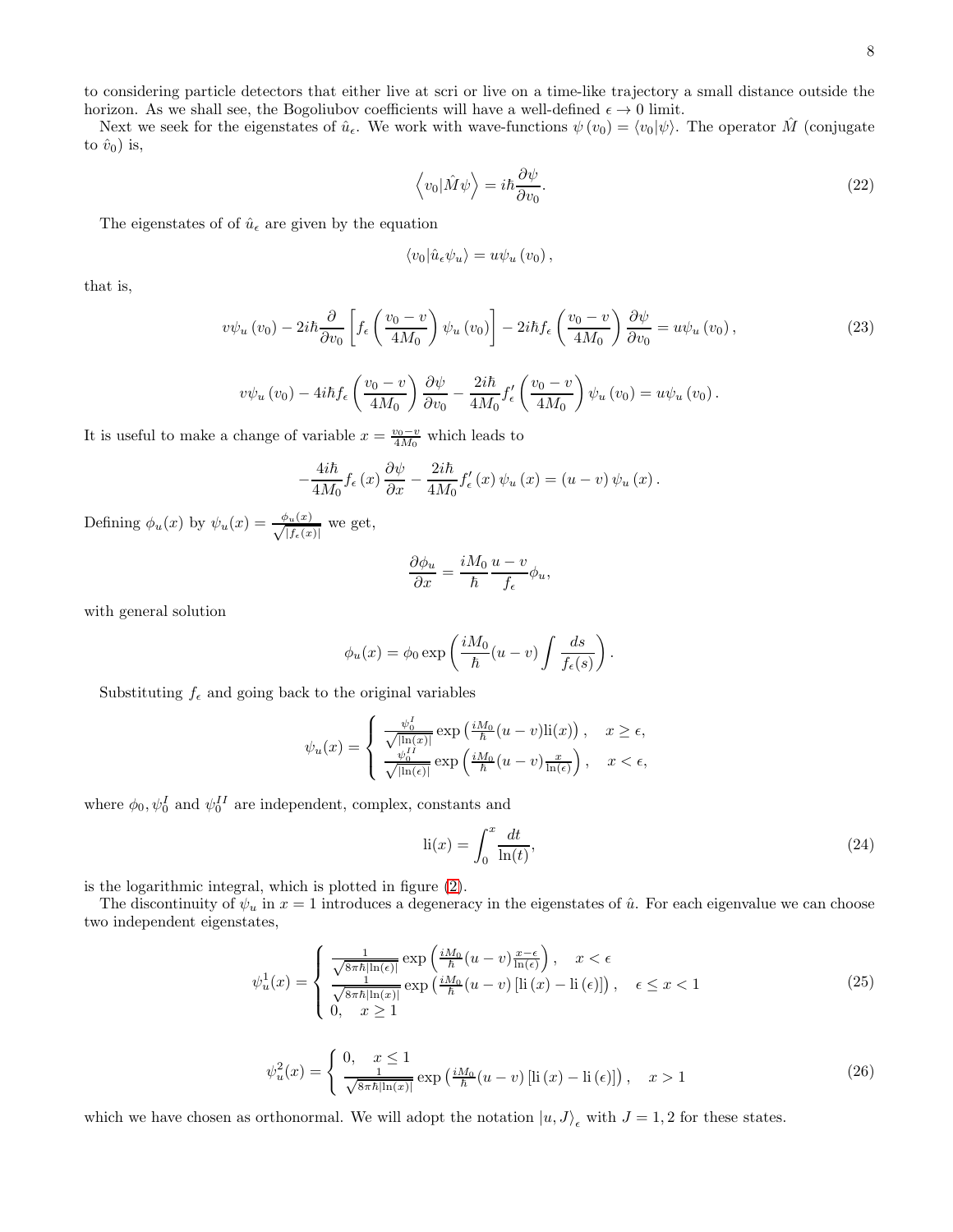to considering particle detectors that either live at scri or live on a time-like trajectory a small distance outside the horizon. As we shall see, the Bogoliubov coefficients will have a well-defined $\epsilon \to 0$ limit.

Next we seek for the eigenstates of $\hat{u}_\epsilon$. We work with wave-functions $\psi(v_0) = \langle v_0 | \psi \rangle$. The operator $\hat{M}$ (conjugate to $\hat{v}_0$) is,

$$\left\langle v_0 | \hat{M} \psi \right\rangle = i\hbar \frac{\partial \psi}{\partial v_0}. \tag{22}$$

The eigenstates of of $\hat{u}_\epsilon$ are given by the equation

$$\langle v_0 | \hat{u}_\epsilon \psi_u \rangle = u \psi_u(v_0),$$

that is,

$$v\psi_u(v_0) - 2i\hbar \frac{\partial}{\partial v_0}\left[ f_\epsilon\left(\frac{v_0 - v}{4M_0}\right)\psi_u(v_0)\right] - 2i\hbar f_\epsilon\left(\frac{v_0 - v}{4M_0}\right)\frac{\partial \psi}{\partial v_0} = u\psi_u(v_0), \tag{23}$$

$$v\psi_u(v_0) - 4i\hbar f_\epsilon\left(\frac{v_0 - v}{4M_0}\right)\frac{\partial \psi}{\partial v_0} - \frac{2i\hbar}{4M_0} f'_\epsilon\left(\frac{v_0 - v}{4M_0}\right)\psi_u(v_0) = u\psi_u(v_0).$$

It is useful to make a change of variable $x = \frac{v_0 - v}{4M_0}$ which leads to

$$-\frac{4i\hbar}{4M_0} f_\epsilon(x)\frac{\partial \psi}{\partial x} - \frac{2i\hbar}{4M_0} f'_\epsilon(x)\psi_u(x) = (u - v)\psi_u(x).$$

Defining $\phi_u(x)$ by $\psi_u(x) = \frac{\phi_u(x)}{\sqrt{|f_\epsilon(x)|}}$ we get,

$$\frac{\partial \phi_u}{\partial x} = \frac{iM_0}{\hbar}\frac{u - v}{f_\epsilon}\phi_u,$$

with general solution

$$\phi_u(x) = \phi_0 \exp\left(\frac{iM_0}{\hbar}(u - v)\int \frac{ds}{f_\epsilon(s)}\right).$$

Substituting $f_\epsilon$ and going back to the original variables

$$\psi_u(x) = \begin{cases} \frac{\psi_0^I}{\sqrt{|\ln(x)|}} \exp\left(\frac{iM_0}{\hbar}(u - v)\mathrm{li}(x)\right), & x \geq \epsilon, \\ \frac{\psi_0^{II}}{\sqrt{|\ln(\epsilon)|}} \exp\left(\frac{iM_0}{\hbar}(u - v)\frac{x}{\ln(\epsilon)}\right), & x < \epsilon, \end{cases}$$

where $\phi_0, \psi_0^I$ and $\psi_0^{II}$ are independent, complex, constants and

$$\mathrm{li}(x) = \int_0^x \frac{dt}{\ln(t)}, \tag{24}$$

is the logarithmic integral, which is plotted in figure (2).

The discontinuity of $\psi_u$ in $x = 1$ introduces a degeneracy in the eigenstates of $\hat{u}$. For each eigenvalue we can choose two independent eigenstates,

$$\psi_u^1(x) = \begin{cases} \frac{1}{\sqrt{8\pi\hbar|\ln(\epsilon)|}} \exp\left(\frac{iM_0}{\hbar}(u - v)\frac{x - \epsilon}{\ln(\epsilon)}\right), & x < \epsilon \\ \frac{1}{\sqrt{8\pi\hbar|\ln(x)|}} \exp\left(\frac{iM_0}{\hbar}(u - v)\left[\mathrm{li}(x) - \mathrm{li}(\epsilon)\right]\right), & \epsilon \leq x < 1 \\ 0, & x \geq 1 \end{cases} \tag{25}$$

$$\psi_u^2(x) = \begin{cases} 0, & x \leq 1 \\ \frac{1}{\sqrt{8\pi\hbar|\ln(x)|}} \exp\left(\frac{iM_0}{\hbar}(u - v)\left[\mathrm{li}(x) - \mathrm{li}(\epsilon)\right]\right), & x > 1 \end{cases} \tag{26}$$

which we have chosen as orthonormal. We will adopt the notation $|u, J\rangle_\epsilon$ with $J = 1, 2$ for these states.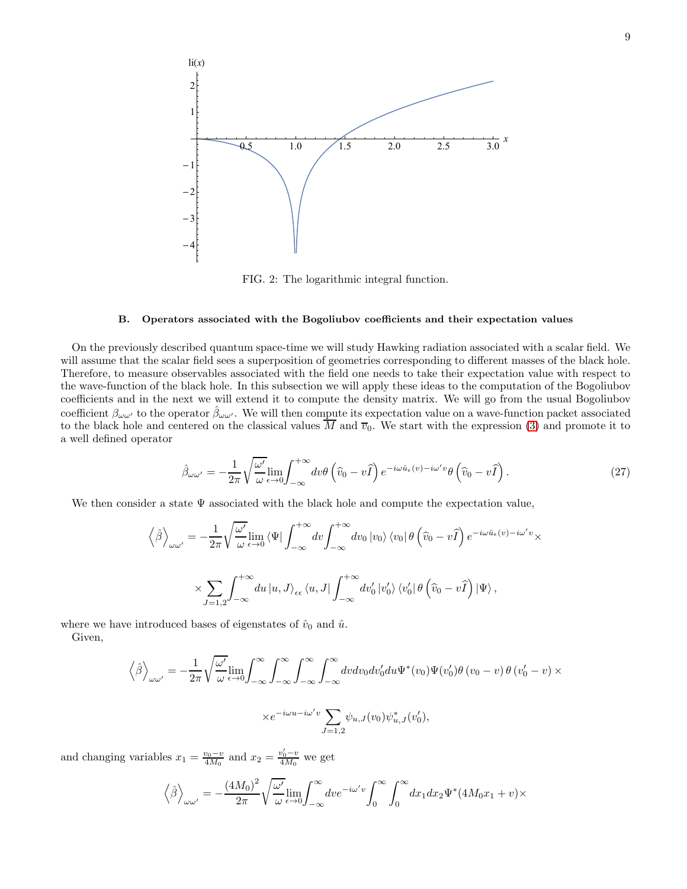FIG. 2: The logarithmic integral function.

### B. Operators associated with the Bogoliubov coefficients and their expectation values

On the previously described quantum space-time we will study Hawking radiation associated with a scalar field. We will assume that the scalar field sees a superposition of geometries corresponding to different masses of the black hole. Therefore, to measure observables associated with the field one needs to take their expectation value with respect to the wave-function of the black hole. In this subsection we will apply these ideas to the computation of the Bogoliubov coefficients and in the next we will extend it to compute the density matrix. We will go from the usual Bogoliubov coefficient $\beta_{\omega\omega'}$ to the operator $\hat{\beta}_{\omega\omega'}$. We will then compute its expectation value on a wave-function packet associated to the black hole and centered on the classical values $\overline{M}$ and $\overline{v}_0$. We start with the expression (3) and promote it to a well defined operator

$$
\hat{\beta}_{\omega\omega'} = -\frac{1}{2\pi}\sqrt{\frac{\omega'}{\omega}}\lim_{\epsilon\to 0}\int_{-\infty}^{+\infty} dv\theta\left(\widehat{v}_0 - v\widehat{I}\right)e^{-i\omega\hat{u}_\epsilon(v)-i\omega' v}\theta\left(\widehat{v}_0 - v\widehat{I}\right). \tag{27}
$$

We then consider a state $\Psi$ associated with the black hole and compute the expectation value,

$$
\left\langle\hat{\beta}\right\rangle_{\omega\omega'} = -\frac{1}{2\pi}\sqrt{\frac{\omega'}{\omega}}\lim_{\epsilon\to 0}\left\langle\Psi\right|\int_{-\infty}^{+\infty}dv\int_{-\infty}^{+\infty}dv_0\left|v_0\right\rangle\left\langle v_0\right|\theta\left(\widehat{v}_0 - v\widehat{I}\right)e^{-i\omega\hat{u}_\epsilon(v)-i\omega' v}\times
$$

$$
\times\sum_{J=1,2}\int_{-\infty}^{+\infty}du\left|u,J\right\rangle_{\epsilon\epsilon}\left\langle u,J\right|\int_{-\infty}^{+\infty}dv_0'\left|v_0'\right\rangle\left\langle v_0'\right|\theta\left(\widehat{v}_0 - v\widehat{I}\right)\left|\Psi\right\rangle,
$$

where we have introduced bases of eigenstates of $\hat{v}_0$ and $\hat{u}$.

Given,

$$
\left\langle\hat{\beta}\right\rangle_{\omega\omega'} = -\frac{1}{2\pi}\sqrt{\frac{\omega'}{\omega}}\lim_{\epsilon\to 0}\int_{-\infty}^{\infty}\int_{-\infty}^{\infty}\int_{-\infty}^{\infty}\int_{-\infty}^{\infty}dvdv_0dv_0'du\Psi^*(v_0)\Psi(v_0')\theta\left(v_0-v\right)\theta\left(v_0'-v\right)\times
$$

$$
\times e^{-i\omega u-i\omega' v}\sum_{J=1,2}\psi_{u,J}(v_0)\psi^*_{u,J}(v_0'),
$$

and changing variables $x_1 = \frac{v_0 - v}{4M_0}$ and $x_2 = \frac{v_0' - v}{4M_0}$ we get

$$
\left\langle\hat{\beta}\right\rangle_{\omega\omega'} = -\frac{(4M_0)^2}{2\pi}\sqrt{\frac{\omega'}{\omega}}\lim_{\epsilon\to 0}\int_{-\infty}^{\infty}dve^{-i\omega' v}\int_0^{\infty}\int_0^{\infty}dx_1dx_2\Psi^*(4M_0x_1+v)\times
$$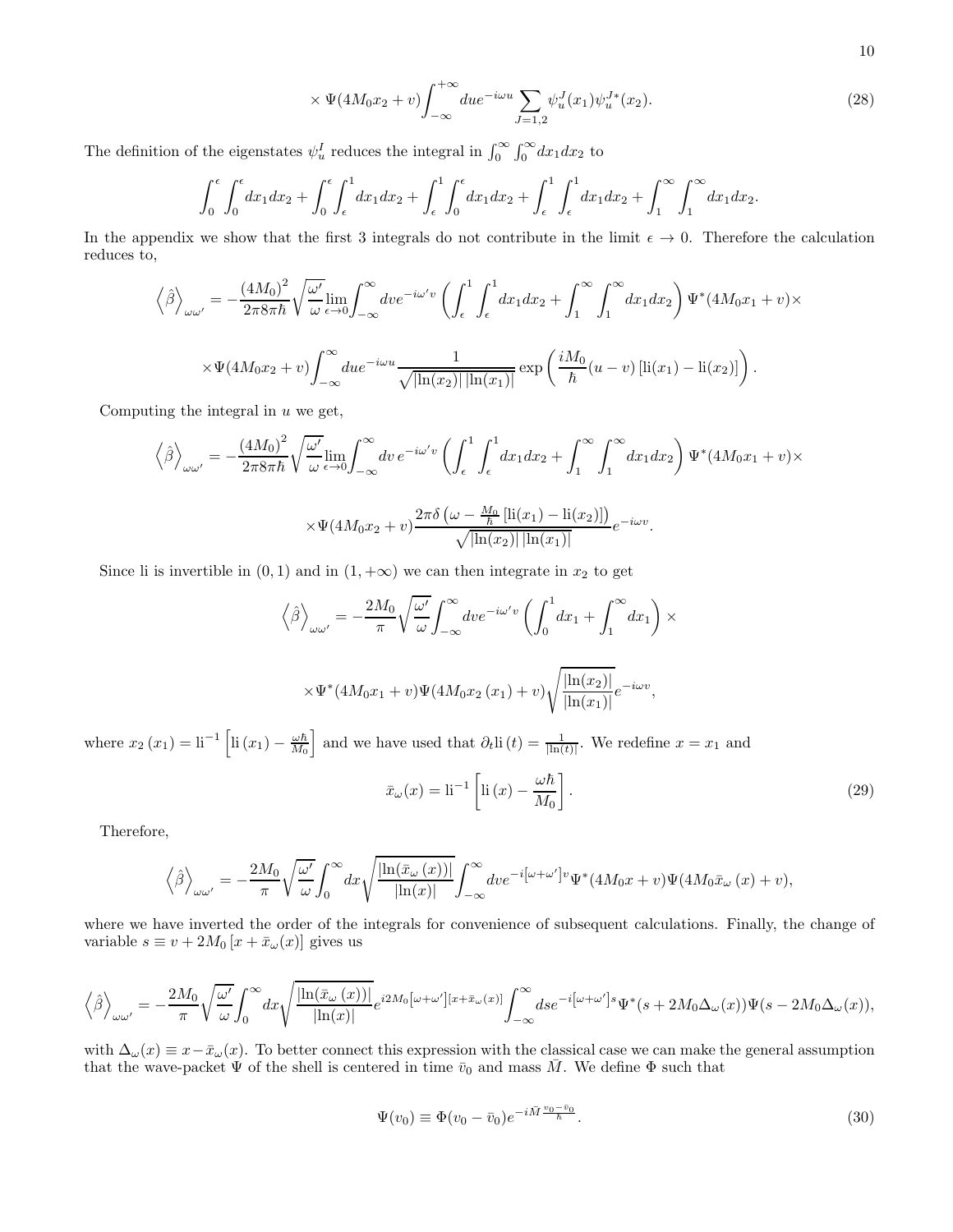$$
\times \Psi(4M_0x_2+v)\int_{-\infty}^{+\infty}due^{-i\omega u}\sum_{J=1,2}\psi_u^J(x_1)\psi_u^{J*}(x_2). \tag{28}
$$

The definition of the eigenstates $\psi_u^I$ reduces the integral in $\int_0^\infty\int_0^\infty dx_1dx_2$ to

$$
\int_0^\epsilon\int_0^\epsilon dx_1dx_2+\int_0^\epsilon\int_\epsilon^1 dx_1dx_2+\int_\epsilon^1\int_0^\epsilon dx_1dx_2+\int_\epsilon^1\int_\epsilon^1 dx_1dx_2+\int_1^\infty\int_1^\infty dx_1dx_2.
$$

In the appendix we show that the first 3 integrals do not contribute in the limit $\epsilon\to 0$. Therefore the calculation reduces to,

$$
\left\langle\hat{\beta}\right\rangle_{\omega\omega'}=-\frac{(4M_0)^2}{2\pi 8\pi\hbar}\sqrt{\frac{\omega'}{\omega}}\lim_{\epsilon\to 0}\int_{-\infty}^{\infty}dve^{-i\omega' v}\left(\int_\epsilon^1\int_\epsilon^1 dx_1dx_2+\int_1^\infty\int_1^\infty dx_1dx_2\right)\Psi^*(4M_0x_1+v)\times
$$

$$
\times\Psi(4M_0x_2+v)\int_{-\infty}^{\infty}due^{-i\omega u}\frac{1}{\sqrt{|\ln(x_2)|\,|\ln(x_1)|}}\exp\left(\frac{iM_0}{\hbar}(u-v)\left[\mathrm{li}(x_1)-\mathrm{li}(x_2)\right]\right).
$$

Computing the integral in $u$ we get,

$$
\left\langle\hat{\beta}\right\rangle_{\omega\omega'}=-\frac{(4M_0)^2}{2\pi 8\pi\hbar}\sqrt{\frac{\omega'}{\omega}}\lim_{\epsilon\to 0}\int_{-\infty}^{\infty}dv\,e^{-i\omega' v}\left(\int_\epsilon^1\int_\epsilon^1 dx_1dx_2+\int_1^\infty\int_1^\infty dx_1dx_2\right)\Psi^*(4M_0x_1+v)\times
$$

$$
\times\Psi(4M_0x_2+v)\frac{2\pi\delta\left(\omega-\frac{M_0}{\hbar}\left[\mathrm{li}(x_1)-\mathrm{li}(x_2)\right]\right)}{\sqrt{|\ln(x_2)|\,|\ln(x_1)|}}e^{-i\omega v}.
$$

Since li is invertible in $(0,1)$ and in $(1,+\infty)$ we can then integrate in $x_2$ to get

$$
\left\langle\hat{\beta}\right\rangle_{\omega\omega'}=-\frac{2M_0}{\pi}\sqrt{\frac{\omega'}{\omega}}\int_{-\infty}^{\infty}dve^{-i\omega' v}\left(\int_0^1 dx_1+\int_1^\infty dx_1\right)\times
$$

$$
\times\Psi^*(4M_0x_1+v)\Psi(4M_0x_2\left(x_1\right)+v)\sqrt{\frac{|\ln(x_2)|}{|\ln(x_1)|}}e^{-i\omega v},
$$

where $x_2\left(x_1\right)=\mathrm{li}^{-1}\left[\mathrm{li}\left(x_1\right)-\frac{\omega\hbar}{M_0}\right]$ and we have used that $\partial_t\mathrm{li}\left(t\right)=\frac{1}{|\ln(t)|}$. We redefine $x=x_1$ and

$$
\bar{x}_\omega(x)=\mathrm{li}^{-1}\left[\mathrm{li}\left(x\right)-\frac{\omega\hbar}{M_0}\right]. \tag{29}
$$

Therefore,

$$
\left\langle\hat{\beta}\right\rangle_{\omega\omega'}=-\frac{2M_0}{\pi}\sqrt{\frac{\omega'}{\omega}}\int_0^\infty dx\sqrt{\frac{|\ln(\bar{x}_\omega\left(x\right))|}{|\ln(x)|}}\int_{-\infty}^{\infty}dve^{-i\left[\omega+\omega'\right]v}\Psi^*(4M_0x+v)\Psi(4M_0\bar{x}_\omega\left(x\right)+v),
$$

where we have inverted the order of the integrals for convenience of subsequent calculations. Finally, the change of variable $s\equiv v+2M_0\left[x+\bar{x}_\omega(x)\right]$ gives us

$$
\left\langle\hat{\beta}\right\rangle_{\omega\omega'}=-\frac{2M_0}{\pi}\sqrt{\frac{\omega'}{\omega}}\int_0^\infty dx\sqrt{\frac{|\ln(\bar{x}_\omega\left(x\right))|}{|\ln(x)|}}e^{i2M_0\left[\omega+\omega'\right]\left[x+\bar{x}_\omega(x)\right]}\int_{-\infty}^{\infty}dse^{-i\left[\omega+\omega'\right]s}\Psi^*(s+2M_0\Delta_\omega(x))\Psi(s-2M_0\Delta_\omega(x)),
$$

with $\Delta_\omega(x)\equiv x-\bar{x}_\omega(x)$. To better connect this expression with the classical case we can make the general assumption that the wave-packet $\Psi$ of the shell is centered in time $\bar{v}_0$ and mass $\bar{M}$. We define $\Phi$ such that

$$
\Psi(v_0)\equiv\Phi(v_0-\bar{v}_0)e^{-i\bar{M}\frac{v_0-\bar{v}_0}{\hbar}}. \tag{30}
$$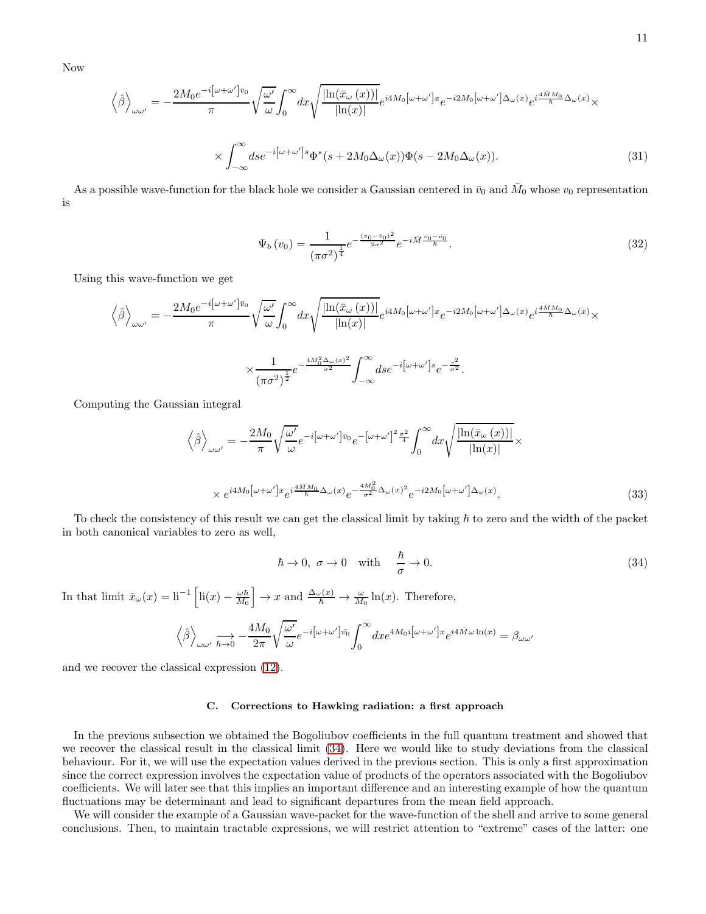Now

$$
\left\langle \hat{\beta} \right\rangle_{\omega\omega'} = -\frac{2M_0 e^{-i\left[\omega+\omega'\right]\bar{v}_0}}{\pi} \sqrt{\frac{\omega'}{\omega}} \int_0^\infty dx \sqrt{\frac{\left|\ln(\bar{x}_\omega(x))\right|}{\left|\ln(x)\right|}} e^{i4M_0\left[\omega+\omega'\right]x} e^{-i2M_0\left[\omega+\omega'\right]\Delta_\omega(x)} e^{i\frac{4\bar{M}M_0}{\hbar}\Delta_\omega(x)} \times
$$

$$
\times \int_{-\infty}^{\infty} ds e^{-i\left[\omega+\omega'\right]s} \Phi^*(s + 2M_0\Delta_\omega(x))\Phi(s - 2M_0\Delta_\omega(x)). \tag{31}
$$

As a possible wave-function for the black hole we consider a Gaussian centered in $\bar{v}_0$ and $\bar{M}_0$ whose $v_0$ representation is

$$
\Psi_b\left(v_0\right) = \frac{1}{\left(\pi\sigma^2\right)^{\frac{1}{4}}} e^{-\frac{(v_0-\bar{v}_0)^2}{2\sigma^2}} e^{-i\bar{M}\frac{v_0-\bar{v}_0}{\hbar}}. \tag{32}
$$

Using this wave-function we get

$$
\left\langle \hat{\beta} \right\rangle_{\omega\omega'} = -\frac{2M_0 e^{-i\left[\omega+\omega'\right]\bar{v}_0}}{\pi} \sqrt{\frac{\omega'}{\omega}} \int_0^\infty dx \sqrt{\frac{\left|\ln(\bar{x}_\omega(x))\right|}{\left|\ln(x)\right|}} e^{i4M_0\left[\omega+\omega'\right]x} e^{-i2M_0\left[\omega+\omega'\right]\Delta_\omega(x)} e^{i\frac{4\bar{M}M_0}{\hbar}\Delta_\omega(x)} \times
$$

$$
\times \frac{1}{\left(\pi\sigma^2\right)^{\frac{1}{2}}} e^{-\frac{4M_0^2\Delta_\omega(x)^2}{\sigma^2}} \int_{-\infty}^{\infty} ds e^{-i\left[\omega+\omega'\right]s} e^{-\frac{s^2}{\sigma^2}}.
$$

Computing the Gaussian integral

$$
\left\langle \hat{\beta} \right\rangle_{\omega\omega'} = -\frac{2M_0}{\pi} \sqrt{\frac{\omega'}{\omega}} e^{-i\left[\omega+\omega'\right]\bar{v}_0} e^{-\left[\omega+\omega'\right]^2\frac{\sigma^2}{4}} \int_0^\infty dx \sqrt{\frac{\left|\ln(\bar{x}_\omega(x))\right|}{\left|\ln(x)\right|}} \times
$$

$$
\times e^{i4M_0\left[\omega+\omega'\right]x} e^{i\frac{4\bar{M}M_0}{\hbar}\Delta_\omega(x)} e^{-\frac{4M_0^2}{\sigma^2}\Delta_\omega(x)^2} e^{-i2M_0\left[\omega+\omega'\right]\Delta_\omega(x)}. \tag{33}
$$

To check the consistency of this result we can get the classical limit by taking $\hbar$ to zero and the width of the packet in both canonical variables to zero as well,

$$
\hbar \to 0, \ \sigma \to 0 \quad \text{with} \quad \frac{\hbar}{\sigma} \to 0. \tag{34}
$$

In that limit $\bar{x}_\omega(x) = \text{li}^{-1}\left[\text{li}(x) - \frac{\omega\hbar}{M_0}\right] \to x$ and $\frac{\Delta_\omega(x)}{\hbar} \to \frac{\omega}{M_0}\ln(x)$. Therefore,

$$
\left\langle \hat{\beta} \right\rangle_{\omega\omega'} \underset{\hbar\to 0}{\longrightarrow} -\frac{4M_0}{2\pi}\sqrt{\frac{\omega'}{\omega}} e^{-i\left[\omega+\omega'\right]\bar{v}_0} \int_0^\infty dx e^{4M_0 i\left[\omega+\omega'\right]x} e^{i4\bar{M}\omega\ln(x)} = \beta_{\omega\omega'}
$$

and we recover the classical expression (12).

### C. Corrections to Hawking radiation: a first approach

In the previous subsection we obtained the Bogoliubov coefficients in the full quantum treatment and showed that we recover the classical result in the classical limit (34). Here we would like to study deviations from the classical behaviour. For it, we will use the expectation values derived in the previous section. This is only a first approximation since the correct expression involves the expectation value of products of the operators associated with the Bogoliubov coefficients. We will later see that this implies an important difference and an interesting example of how the quantum fluctuations may be determinant and lead to significant departures from the mean field approach.

We will consider the example of a Gaussian wave-packet for the wave-function of the shell and arrive to some general conclusions. Then, to maintain tractable expressions, we will restrict attention to "extreme" cases of the latter: one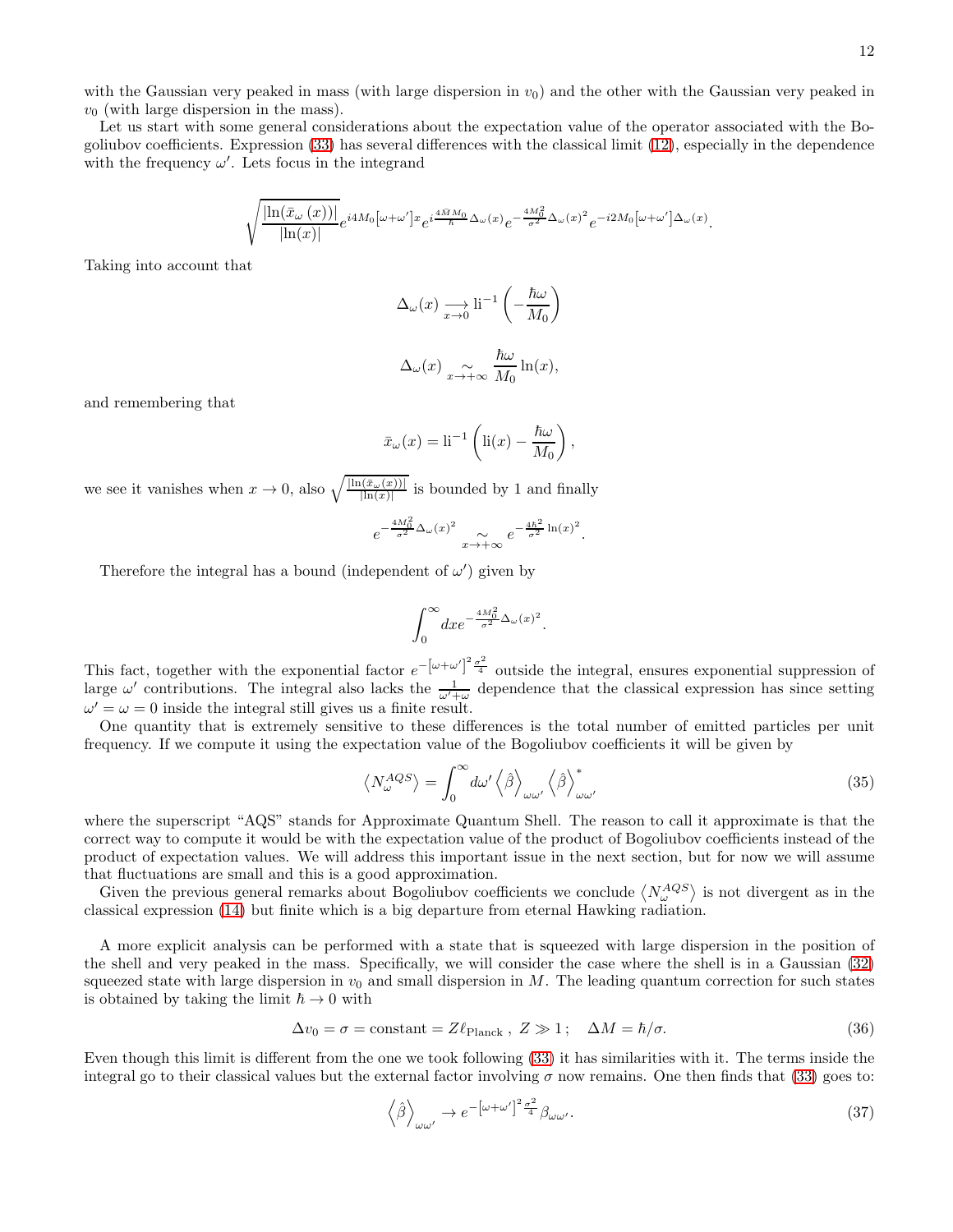with the Gaussian very peaked in mass (with large dispersion in $v_0$) and the other with the Gaussian very peaked in $v_0$ (with large dispersion in the mass).

Let us start with some general considerations about the expectation value of the operator associated with the Bogoliubov coefficients. Expression (33) has several differences with the classical limit (12), especially in the dependence with the frequency $\omega'$. Lets focus in the integrand

$$\sqrt{\frac{|\ln(\bar{x}_\omega(x))|}{|\ln(x)|}} e^{i4M_0[\omega+\omega']x} e^{i\frac{4\bar{M}M_0}{\hbar}\Delta_\omega(x)} e^{-\frac{4M_0^2}{\sigma^2}\Delta_\omega(x)^2} e^{-i2M_0[\omega+\omega']\Delta_\omega(x)}.$$

Taking into account that

$$\Delta_\omega(x) \underset{x\to 0}{\longrightarrow} \mathrm{li}^{-1}\left(-\frac{\hbar\omega}{M_0}\right)$$

$$\Delta_\omega(x) \underset{x\to+\infty}{\sim} \frac{\hbar\omega}{M_0}\ln(x),$$

and remembering that

$$\bar{x}_\omega(x) = \mathrm{li}^{-1}\left(\mathrm{li}(x) - \frac{\hbar\omega}{M_0}\right),$$

we see it vanishes when $x \to 0$, also $\sqrt{\frac{|\ln(\bar{x}_\omega(x))|}{|\ln(x)|}}$ is bounded by 1 and finally

$$e^{-\frac{4M_0^2}{\sigma^2}\Delta_\omega(x)^2} \underset{x\to+\infty}{\sim} e^{-\frac{4\hbar^2}{\sigma^2}\ln(x)^2}.$$

Therefore the integral has a bound (independent of $\omega'$) given by

$$\int_0^\infty dx e^{-\frac{4M_0^2}{\sigma^2}\Delta_\omega(x)^2}.$$

This fact, together with the exponential factor $e^{-[\omega+\omega']^2\frac{\sigma^2}{4}}$ outside the integral, ensures exponential suppression of large $\omega'$ contributions. The integral also lacks the $\frac{1}{\omega'+\omega}$ dependence that the classical expression has since setting $\omega' = \omega = 0$ inside the integral still gives us a finite result.

One quantity that is extremely sensitive to these differences is the total number of emitted particles per unit frequency. If we compute it using the expectation value of the Bogoliubov coefficients it will be given by

$$\left\langle N_\omega^{AQS}\right\rangle = \int_0^\infty d\omega' \left\langle\hat{\beta}\right\rangle_{\omega\omega'} \left\langle\hat{\beta}\right\rangle_{\omega\omega'}^* \tag{35}$$

where the superscript "AQS" stands for Approximate Quantum Shell. The reason to call it approximate is that the correct way to compute it would be with the expectation value of the product of Bogoliubov coefficients instead of the product of expectation values. We will address this important issue in the next section, but for now we will assume that fluctuations are small and this is a good approximation.

Given the previous general remarks about Bogoliubov coefficients we conclude $\left\langle N_\omega^{AQS}\right\rangle$ is not divergent as in the classical expression (14) but finite which is a big departure from eternal Hawking radiation.

A more explicit analysis can be performed with a state that is squeezed with large dispersion in the position of the shell and very peaked in the mass. Specifically, we will consider the case where the shell is in a Gaussian (32) squeezed state with large dispersion in $v_0$ and small dispersion in $M$. The leading quantum correction for such states is obtained by taking the limit $\hbar \to 0$ with

$$\Delta v_0 = \sigma = \text{constant} = Z\ell_{\text{Planck}}\,,\ Z \gg 1\,; \quad \Delta M = \hbar/\sigma. \tag{36}$$

Even though this limit is different from the one we took following (33) it has similarities with it. The terms inside the integral go to their classical values but the external factor involving $\sigma$ now remains. One then finds that (33) goes to:

$$\left\langle\hat{\beta}\right\rangle_{\omega\omega'} \to e^{-[\omega+\omega']^2\frac{\sigma^2}{4}}\beta_{\omega\omega'}. \tag{37}$$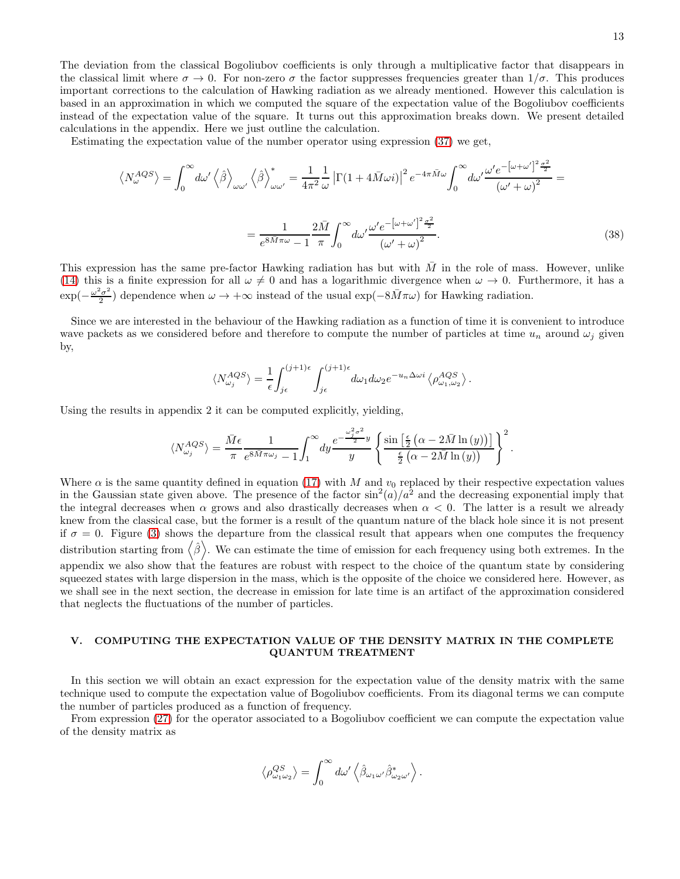The deviation from the classical Bogoliubov coefficients is only through a multiplicative factor that disappears in the classical limit where $\sigma \to 0$. For non-zero $\sigma$ the factor suppresses frequencies greater than $1/\sigma$. This produces important corrections to the calculation of Hawking radiation as we already mentioned. However this calculation is based in an approximation in which we computed the square of the expectation value of the Bogoliubov coefficients instead of the expectation value of the square. It turns out this approximation breaks down. We present detailed calculations in the appendix. Here we just outline the calculation.

Estimating the expectation value of the number operator using expression (37) we get,

$$\left\langle N_{\omega}^{AQS}\right\rangle = \int_0^{\infty} d\omega' \left\langle \hat{\beta}\right\rangle_{\omega\omega'} \left\langle \hat{\beta}\right\rangle^*_{\omega\omega'} = \frac{1}{4\pi^2}\frac{1}{\omega}\left|\Gamma(1+4\bar{M}\omega i)\right|^2 e^{-4\pi\bar{M}\omega}\int_0^{\infty} d\omega' \frac{\omega' e^{-\left[\omega+\omega'\right]^2\frac{\sigma^2}{2}}}{\left(\omega'+\omega\right)^2} =$$

$$= \frac{1}{e^{8\bar{M}\pi\omega}-1}\frac{2\bar{M}}{\pi}\int_0^{\infty} d\omega' \frac{\omega' e^{-\left[\omega+\omega'\right]^2\frac{\sigma^2}{2}}}{\left(\omega'+\omega\right)^2}. \tag{38}$$

This expression has the same pre-factor Hawking radiation has but with $\bar{M}$ in the role of mass. However, unlike (14) this is a finite expression for all $\omega \neq 0$ and has a logarithmic divergence when $\omega \to 0$. Furthermore, it has a $\exp(-\frac{\omega^2\sigma^2}{2})$ dependence when $\omega \to +\infty$ instead of the usual $\exp(-8\bar{M}\pi\omega)$ for Hawking radiation.

Since we are interested in the behaviour of the Hawking radiation as a function of time it is convenient to introduce wave packets as we considered before and therefore to compute the number of particles at time $u_n$ around $\omega_j$ given by,

$$\langle N_{\omega_j}^{AQS}\rangle = \frac{1}{\epsilon}\int_{j\epsilon}^{(j+1)\epsilon}\int_{j\epsilon}^{(j+1)\epsilon} d\omega_1 d\omega_2 e^{-u_n\Delta\omega i}\left\langle \rho^{AQS}_{\omega_1,\omega_2}\right\rangle.$$

Using the results in appendix 2 it can be computed explicitly, yielding,

$$\langle N_{\omega_j}^{AQS}\rangle = \frac{\bar{M}\epsilon}{\pi}\frac{1}{e^{8\bar{M}\pi\omega_j}-1}\int_1^{\infty} dy \frac{e^{-\frac{\omega_j^2\sigma^2}{2}y}}{y}\left\{\frac{\sin\left[\frac{\epsilon}{2}\left(\alpha-2\bar{M}\ln\left(y\right)\right)\right]}{\frac{\epsilon}{2}\left(\alpha-2\bar{M}\ln\left(y\right)\right)}\right\}^2.$$

Where $\alpha$ is the same quantity defined in equation (17) with $M$ and $v_0$ replaced by their respective expectation values in the Gaussian state given above. The presence of the factor $\sin^2(a)/a^2$ and the decreasing exponential imply that the integral decreases when $\alpha$ grows and also drastically decreases when $\alpha < 0$. The latter is a result we already knew from the classical case, but the former is a result of the quantum nature of the black hole since it is not present if $\sigma = 0$. Figure (3) shows the departure from the classical result that appears when one computes the frequency distribution starting from $\left\langle\hat{\beta}\right\rangle$. We can estimate the time of emission for each frequency using both extremes. In the appendix we also show that the features are robust with respect to the choice of the quantum state by considering squeezed states with large dispersion in the mass, which is the opposite of the choice we considered here. However, as we shall see in the next section, the decrease in emission for late time is an artifact of the approximation considered that neglects the fluctuations of the number of particles.

## V. COMPUTING THE EXPECTATION VALUE OF THE DENSITY MATRIX IN THE COMPLETE QUANTUM TREATMENT

In this section we will obtain an exact expression for the expectation value of the density matrix with the same technique used to compute the expectation value of Bogoliubov coefficients. From its diagonal terms we can compute the number of particles produced as a function of frequency.

From expression (27) for the operator associated to a Bogoliubov coefficient we can compute the expectation value of the density matrix as

$$\left\langle \rho^{QS}_{\omega_1\omega_2}\right\rangle = \int_0^{\infty} d\omega' \left\langle \hat{\beta}_{\omega_1\omega'}\hat{\beta}^*_{\omega_2\omega'}\right\rangle.$$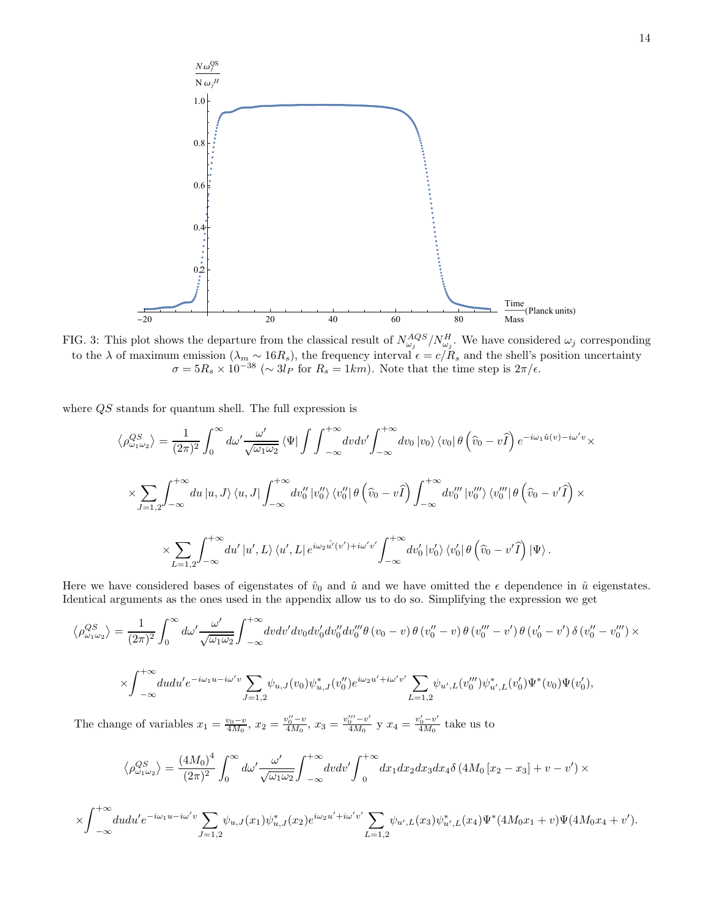FIG. 3: This plot shows the departure from the classical result of $N^{AQS}_{\omega_j}/N^{H}_{\omega_j}$. We have considered $\omega_j$ corresponding to the $\lambda$ of maximum emission ($\lambda_m \sim 16R_s$), the frequency interval $\epsilon = c/R_s$ and the shell's position uncertainty $\sigma = 5R_s \times 10^{-38}$ ($\sim 3l_P$ for $R_s = 1km$). Note that the time step is $2\pi/\epsilon$.

where $QS$ stands for quantum shell. The full expression is

$$\left\langle \rho^{QS}_{\omega_1\omega_2}\right\rangle = \frac{1}{(2\pi)^2}\int_0^\infty d\omega' \frac{\omega'}{\sqrt{\omega_1\omega_2}}\left\langle \Psi\right| \int\int_{-\infty}^{+\infty} dv dv' \int_{-\infty}^{+\infty} dv_0 \left|v_0\right\rangle \left\langle v_0\right| \theta\left(\widehat{v}_0 - v\widehat{I}\right) e^{-i\omega_1 \hat{u}(v) - i\omega' v} \times$$

$$\times \sum_{J=1,2}\int_{-\infty}^{+\infty} du \left|u, J\right\rangle \left\langle u, J\right| \int_{-\infty}^{+\infty} dv_0'' \left|v_0''\right\rangle \left\langle v_0''\right| \theta\left(\widehat{v}_0 - v\widehat{I}\right) \int_{-\infty}^{+\infty} dv_0''' \left|v_0'''\right\rangle \left\langle v_0'''\right| \theta\left(\widehat{v}_0 - v'\widehat{I}\right) \times$$

$$\times \sum_{L=1,2}\int_{-\infty}^{+\infty} du' \left|u', L\right\rangle \left\langle u', L\right| e^{i\omega_2 \hat{u'}(v') + i\omega' v'} \int_{-\infty}^{+\infty} dv_0' \left|v_0'\right\rangle \left\langle v_0'\right| \theta\left(\widehat{v}_0 - v'\widehat{I}\right) \left|\Psi\right\rangle.$$

Here we have considered bases of eigenstates of $\hat{v}_0$ and $\hat{u}$ and we have omitted the $\epsilon$ dependence in $\hat{u}$ eigenstates. Identical arguments as the ones used in the appendix allow us to do so. Simplifying the expression we get

$$\left\langle \rho^{QS}_{\omega_1\omega_2}\right\rangle = \frac{1}{(2\pi)^2}\int_0^\infty d\omega' \frac{\omega'}{\sqrt{\omega_1\omega_2}}\int_{-\infty}^{+\infty} dv dv' dv_0 dv_0' dv_0'' dv_0''' \theta\left(v_0 - v\right)\theta\left(v_0'' - v\right)\theta\left(v_0''' - v'\right)\theta\left(v_0' - v'\right)\delta\left(v_0'' - v_0'''\right) \times$$

$$\times \int_{-\infty}^{+\infty} du du' e^{-i\omega_1 u - i\omega' v} \sum_{J=1,2} \psi_{u,J}(v_0)\psi^*_{u,J}(v_0'') e^{i\omega_2 u' + i\omega' v'} \sum_{L=1,2} \psi_{u',L}(v_0''')\psi^*_{u',L}(v_0')\Psi^*(v_0)\Psi(v_0'),$$

The change of variables $x_1 = \frac{v_0 - v}{4M_0}$, $x_2 = \frac{v_0'' - v}{4M_0}$, $x_3 = \frac{v_0''' - v'}{4M_0}$ y $x_4 = \frac{v_0' - v'}{4M_0}$ take us to

$$\left\langle \rho^{QS}_{\omega_1\omega_2}\right\rangle = \frac{(4M_0)^4}{(2\pi)^2}\int_0^\infty d\omega' \frac{\omega'}{\sqrt{\omega_1\omega_2}}\int_{-\infty}^{+\infty} dv dv' \int_0^{+\infty} dx_1 dx_2 dx_3 dx_4 \delta\left(4M_0\left[x_2 - x_3\right] + v - v'\right) \times$$

$$\times \int_{-\infty}^{+\infty} du du' e^{-i\omega_1 u - i\omega' v} \sum_{J=1,2} \psi_{u,J}(x_1)\psi^*_{u,J}(x_2) e^{i\omega_2 u' + i\omega' v'} \sum_{L=1,2} \psi_{u',L}(x_3)\psi^*_{u',L}(x_4)\Psi^*(4M_0 x_1 + v)\Psi(4M_0 x_4 + v').$$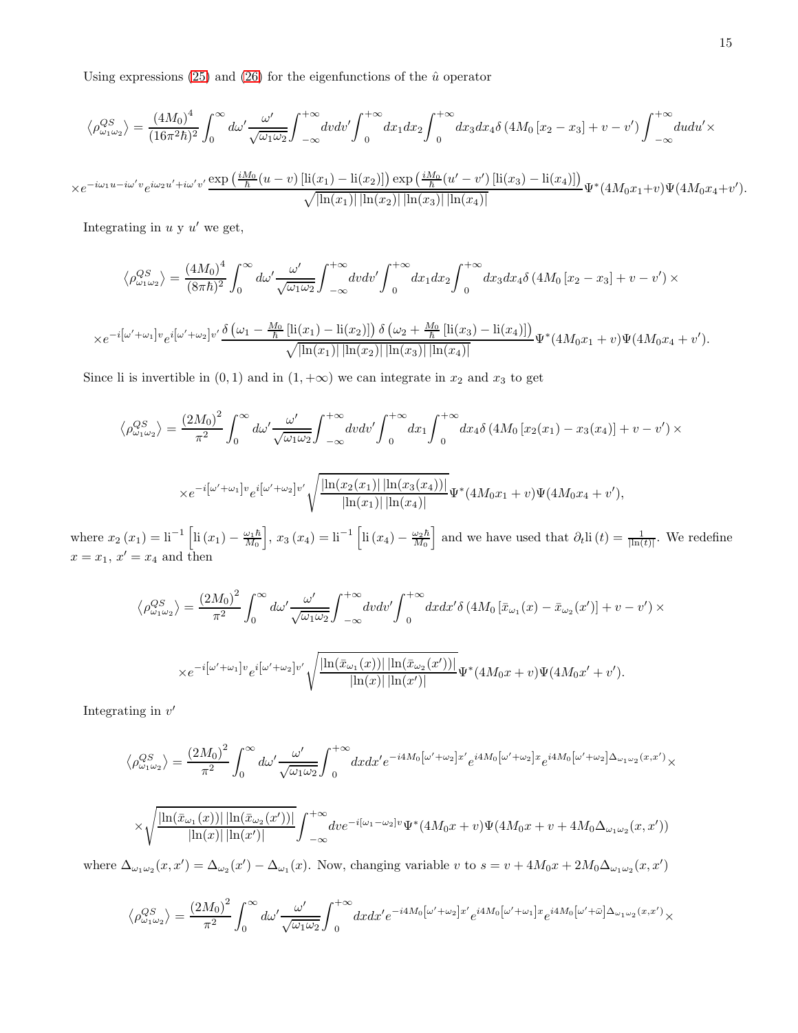Using expressions (25) and (26) for the eigenfunctions of the $\hat{u}$ operator

$$\left\langle \rho^{QS}_{\omega_1\omega_2}\right\rangle = \frac{(4M_0)^4}{(16\pi^2\hbar)^2}\int_0^\infty d\omega' \frac{\omega'}{\sqrt{\omega_1\omega_2}}\int_{-\infty}^{+\infty} dv dv' \int_0^{+\infty} dx_1 dx_2 \int_0^{+\infty} dx_3 dx_4 \delta\left(4M_0\left[x_2 - x_3\right] + v - v'\right)\int_{-\infty}^{+\infty} du du' \times$$

$$\times e^{-i\omega_1 u - i\omega' v} e^{i\omega_2 u' + i\omega' v'} \frac{\exp\left(\frac{iM_0}{\hbar}(u-v)\left[\text{li}(x_1) - \text{li}(x_2)\right]\right)\exp\left(\frac{iM_0}{\hbar}(u'-v')\left[\text{li}(x_3) - \text{li}(x_4)\right]\right)}{\sqrt{\left|\ln(x_1)\right|\left|\ln(x_2)\right|\left|\ln(x_3)\right|\left|\ln(x_4)\right|}}\Psi^*(4M_0x_1 + v)\Psi(4M_0x_4 + v').$$

Integrating in $u$ y $u'$ we get,

$$\left\langle \rho^{QS}_{\omega_1\omega_2}\right\rangle = \frac{(4M_0)^4}{(8\pi\hbar)^2}\int_0^\infty d\omega' \frac{\omega'}{\sqrt{\omega_1\omega_2}}\int_{-\infty}^{+\infty} dv dv' \int_0^{+\infty} dx_1 dx_2 \int_0^{+\infty} dx_3 dx_4 \delta\left(4M_0\left[x_2 - x_3\right] + v - v'\right) \times$$

$$\times e^{-i\left[\omega' + \omega_1\right]v} e^{i\left[\omega' + \omega_2\right]v'} \frac{\delta\left(\omega_1 - \frac{M_0}{\hbar}\left[\text{li}(x_1) - \text{li}(x_2)\right]\right)\delta\left(\omega_2 + \frac{M_0}{\hbar}\left[\text{li}(x_3) - \text{li}(x_4)\right]\right)}{\sqrt{\left|\ln(x_1)\right|\left|\ln(x_2)\right|\left|\ln(x_3)\right|\left|\ln(x_4)\right|}}\Psi^*(4M_0x_1 + v)\Psi(4M_0x_4 + v').$$

Since li is invertible in $(0,1)$ and in $(1,+\infty)$ we can integrate in $x_2$ and $x_3$ to get

$$\left\langle \rho^{QS}_{\omega_1\omega_2}\right\rangle = \frac{(2M_0)^2}{\pi^2}\int_0^\infty d\omega' \frac{\omega'}{\sqrt{\omega_1\omega_2}}\int_{-\infty}^{+\infty} dv dv' \int_0^{+\infty} dx_1 \int_0^{+\infty} dx_4 \delta\left(4M_0\left[x_2(x_1) - x_3(x_4)\right] + v - v'\right) \times$$

$$\times e^{-i\left[\omega' + \omega_1\right]v} e^{i\left[\omega' + \omega_2\right]v'} \sqrt{\frac{\left|\ln(x_2(x_1)\right|\left|\ln(x_3(x_4))\right|}{\left|\ln(x_1)\right|\left|\ln(x_4)\right|}}\Psi^*(4M_0x_1 + v)\Psi(4M_0x_4 + v'),$$

where $x_2\left(x_1\right) = \text{li}^{-1}\left[\text{li}\left(x_1\right) - \frac{\omega_1\hbar}{M_0}\right]$, $x_3\left(x_4\right) = \text{li}^{-1}\left[\text{li}\left(x_4\right) - \frac{\omega_2\hbar}{M_0}\right]$ and we have used that $\partial_t \text{li}\left(t\right) = \frac{1}{\left|\ln(t)\right|}$. We redefine $x = x_1$, $x' = x_4$ and then

$$\left\langle \rho^{QS}_{\omega_1\omega_2}\right\rangle = \frac{(2M_0)^2}{\pi^2}\int_0^\infty d\omega' \frac{\omega'}{\sqrt{\omega_1\omega_2}}\int_{-\infty}^{+\infty} dv dv' \int_0^{+\infty} dx dx' \delta\left(4M_0\left[\bar{x}_{\omega_1}(x) - \bar{x}_{\omega_2}(x')\right] + v - v'\right) \times$$

$$\times e^{-i\left[\omega' + \omega_1\right]v} e^{i\left[\omega' + \omega_2\right]v'} \sqrt{\frac{\left|\ln(\bar{x}_{\omega_1}(x))\right|\left|\ln(\bar{x}_{\omega_2}(x'))\right|}{\left|\ln(x)\right|\left|\ln(x')\right|}}\Psi^*(4M_0x + v)\Psi(4M_0x' + v').$$

Integrating in $v'$

$$\left\langle \rho^{QS}_{\omega_1\omega_2}\right\rangle = \frac{(2M_0)^2}{\pi^2}\int_0^\infty d\omega' \frac{\omega'}{\sqrt{\omega_1\omega_2}}\int_0^{+\infty} dx dx' e^{-i4M_0\left[\omega' + \omega_2\right]x'} e^{i4M_0\left[\omega' + \omega_2\right]x} e^{i4M_0\left[\omega' + \omega_2\right]\Delta_{\omega_1\omega_2}(x,x')} \times$$

$$\times \sqrt{\frac{\left|\ln(\bar{x}_{\omega_1}(x))\right|\left|\ln(\bar{x}_{\omega_2}(x'))\right|}{\left|\ln(x)\right|\left|\ln(x')\right|}}\int_{-\infty}^{+\infty} dv e^{-i\left[\omega_1 - \omega_2\right]v}\Psi^*(4M_0x + v)\Psi(4M_0x + v + 4M_0\Delta_{\omega_1\omega_2}(x,x'))$$

where $\Delta_{\omega_1\omega_2}(x,x') = \Delta_{\omega_2}(x') - \Delta_{\omega_1}(x)$. Now, changing variable $v$ to $s = v + 4M_0x + 2M_0\Delta_{\omega_1\omega_2}(x,x')$

$$\left\langle \rho^{QS}_{\omega_1\omega_2}\right\rangle = \frac{(2M_0)^2}{\pi^2}\int_0^\infty d\omega' \frac{\omega'}{\sqrt{\omega_1\omega_2}}\int_0^{+\infty} dx dx' e^{-i4M_0\left[\omega' + \omega_2\right]x'} e^{i4M_0\left[\omega' + \omega_1\right]x} e^{i4M_0\left[\omega' + \bar{\omega}\right]\Delta_{\omega_1\omega_2}(x,x')} \times$$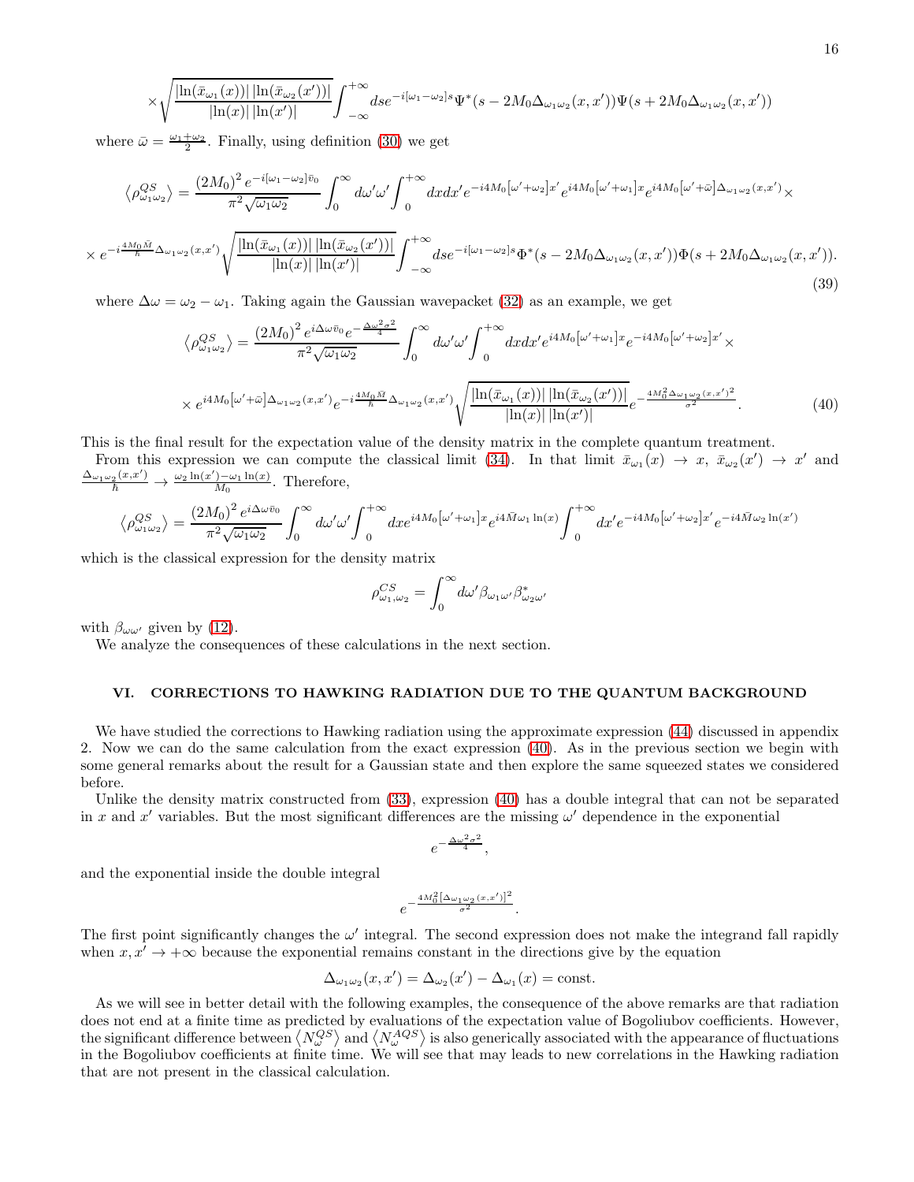$$\times\sqrt{\frac{|\ln(\bar{x}_{\omega_1}(x))|\,|\ln(\bar{x}_{\omega_2}(x'))|}{|\ln(x)|\,|\ln(x')|}}\int_{-\infty}^{+\infty}ds e^{-i[\omega_1-\omega_2]s}\Psi^*(s-2M_0\Delta_{\omega_1\omega_2}(x,x'))\Psi(s+2M_0\Delta_{\omega_1\omega_2}(x,x'))$$

where $\bar{\omega}=\frac{\omega_1+\omega_2}{2}$. Finally, using definition (30) we get

$$\left\langle\rho^{QS}_{\omega_1\omega_2}\right\rangle=\frac{(2M_0)^2\,e^{-i[\omega_1-\omega_2]\bar{v}_0}}{\pi^2\sqrt{\omega_1\omega_2}}\int_0^\infty d\omega'\omega'\int_0^{+\infty}dxdx'e^{-i4M_0\left[\omega'+\omega_2\right]x'}e^{i4M_0\left[\omega'+\omega_1\right]x}e^{i4M_0\left[\omega'+\bar{\omega}\right]\Delta_{\omega_1\omega_2}(x,x')}\times$$

$$\times\, e^{-i\frac{4M_0\bar{M}}{\hbar}\Delta_{\omega_1\omega_2}(x,x')}\sqrt{\frac{|\ln(\bar{x}_{\omega_1}(x))|\,|\ln(\bar{x}_{\omega_2}(x'))|}{|\ln(x)|\,|\ln(x')|}}\int_{-\infty}^{+\infty}ds e^{-i[\omega_1-\omega_2]s}\Phi^*(s-2M_0\Delta_{\omega_1\omega_2}(x,x'))\Phi(s+2M_0\Delta_{\omega_1\omega_2}(x,x')).\tag{39}$$

where $\Delta\omega=\omega_2-\omega_1$. Taking again the Gaussian wavepacket (32) as an example, we get

$$\left\langle\rho^{QS}_{\omega_1\omega_2}\right\rangle=\frac{(2M_0)^2\,e^{i\Delta\omega\bar{v}_0}e^{-\frac{\Delta\omega^2\sigma^2}{4}}}{\pi^2\sqrt{\omega_1\omega_2}}\int_0^\infty d\omega'\omega'\int_0^{+\infty}dxdx'e^{i4M_0\left[\omega'+\omega_1\right]x}e^{-i4M_0\left[\omega'+\omega_2\right]x'}\times$$

$$\times\, e^{i4M_0\left[\omega'+\bar{\omega}\right]\Delta_{\omega_1\omega_2}(x,x')}e^{-i\frac{4M_0\bar{M}}{\hbar}\Delta_{\omega_1\omega_2}(x,x')}\sqrt{\frac{|\ln(\bar{x}_{\omega_1}(x))|\,|\ln(\bar{x}_{\omega_2}(x'))|}{|\ln(x)|\,|\ln(x')|}}e^{-\frac{4M_0^2\Delta_{\omega_1\omega_2}(x,x')^2}{\sigma^2}}.\tag{40}$$

This is the final result for the expectation value of the density matrix in the complete quantum treatment.

From this expression we can compute the classical limit (34). In that limit $\bar{x}_{\omega_1}(x)\to x$, $\bar{x}_{\omega_2}(x')\to x'$ and $\frac{\Delta_{\omega_1\omega_2}(x,x')}{\hbar}\to\frac{\omega_2\ln(x')-\omega_1\ln(x)}{M_0}$. Therefore,

$$\left\langle\rho^{QS}_{\omega_1\omega_2}\right\rangle=\frac{(2M_0)^2\,e^{i\Delta\omega\bar{v}_0}}{\pi^2\sqrt{\omega_1\omega_2}}\int_0^\infty d\omega'\omega'\int_0^{+\infty}dxe^{i4M_0\left[\omega'+\omega_1\right]x}e^{i4\bar{M}\omega_1\ln(x)}\int_0^{+\infty}dx'e^{-i4M_0\left[\omega'+\omega_2\right]x'}e^{-i4\bar{M}\omega_2\ln(x')}$$

which is the classical expression for the density matrix

$$\rho^{CS}_{\omega_1,\omega_2}=\int_0^\infty d\omega'\beta_{\omega_1\omega'}\beta^*_{\omega_2\omega'}$$

with $\beta_{\omega\omega'}$ given by (12).

We analyze the consequences of these calculations in the next section.

## VI. CORRECTIONS TO HAWKING RADIATION DUE TO THE QUANTUM BACKGROUND

We have studied the corrections to Hawking radiation using the approximate expression (44) discussed in appendix 2. Now we can do the same calculation from the exact expression (40). As in the previous section we begin with some general remarks about the result for a Gaussian state and then explore the same squeezed states we considered before.

Unlike the density matrix constructed from (33), expression (40) has a double integral that can not be separated in $x$ and $x'$ variables. But the most significant differences are the missing $\omega'$ dependence in the exponential

$$e^{-\frac{\Delta\omega^2\sigma^2}{4}},$$

and the exponential inside the double integral

$$e^{-\frac{4M_0^2\left[\Delta_{\omega_1\omega_2}(x,x')\right]^2}{\sigma^2}}.$$

The first point significantly changes the $\omega'$ integral. The second expression does not make the integrand fall rapidly when $x,x'\to+\infty$ because the exponential remains constant in the directions give by the equation

$$\Delta_{\omega_1\omega_2}(x,x')=\Delta_{\omega_2}(x')-\Delta_{\omega_1}(x)=\text{const}.$$

As we will see in better detail with the following examples, the consequence of the above remarks are that radiation does not end at a finite time as predicted by evaluations of the expectation value of Bogoliubov coefficients. However, the significant difference between $\left\langle N^{QS}_\omega\right\rangle$ and $\left\langle N^{AQS}_\omega\right\rangle$ is also generically associated with the appearance of fluctuations in the Bogoliubov coefficients at finite time. We will see that may leads to new correlations in the Hawking radiation that are not present in the classical calculation.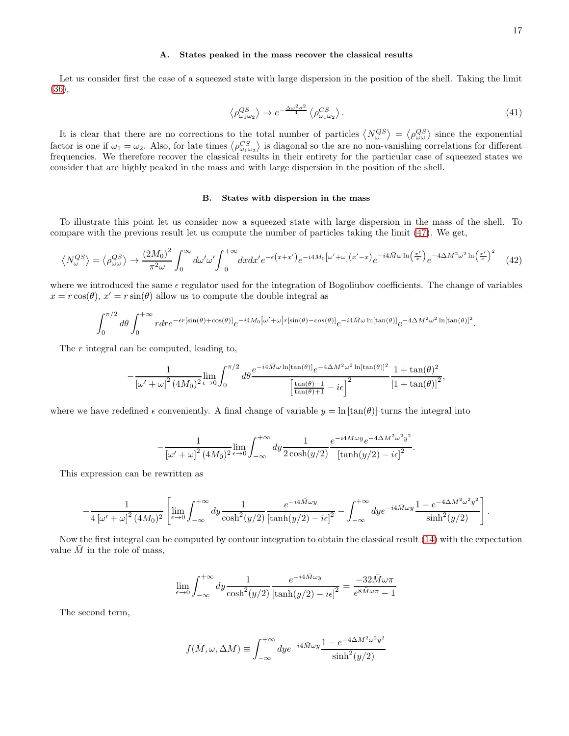### A. States peaked in the mass recover the classical results

Let us consider first the case of a squeezed state with large dispersion in the position of the shell. Taking the limit (36),

$$\left\langle \rho^{QS}_{\omega_1\omega_2}\right\rangle \to e^{-\frac{\Delta\omega^2\sigma^2}{4}}\left\langle \rho^{CS}_{\omega_1\omega_2}\right\rangle. \tag{41}$$

It is clear that there are no corrections to the total number of particles $\left\langle N^{QS}_{\omega}\right\rangle = \left\langle \rho^{QS}_{\omega\omega}\right\rangle$ since the exponential factor is one if $\omega_1=\omega_2$. Also, for late times $\left\langle \rho^{CS}_{\omega_1\omega_2}\right\rangle$ is diagonal so the are no non-vanishing correlations for different frequencies. We therefore recover the classical results in their entirety for the particular case of squeezed states we consider that are highly peaked in the mass and with large dispersion in the position of the shell.

### B. States with dispersion in the mass

To illustrate this point let us consider now a squeezed state with large dispersion in the mass of the shell. To compare with the previous result let us compute the number of particles taking the limit (47). We get,

$$\left\langle N^{QS}_{\omega}\right\rangle = \left\langle \rho^{QS}_{\omega\omega}\right\rangle \to \frac{(2M_0)^2}{\pi^2\omega}\int_0^\infty d\omega'\omega'\int_0^{+\infty}dxdx' e^{-\epsilon\left(x+x'\right)}e^{-i4M_0\left[\omega'+\omega\right]\left(x'-x\right)}e^{-i4\bar{M}\omega\ln\left(\frac{x'}{x}\right)}e^{-4\Delta M^2\omega^2\ln\left(\frac{x'}{x}\right)^2} \tag{42}$$

where we introduced the same $\epsilon$ regulator used for the integration of Bogoliubov coefficients. The change of variables $x=r\cos(\theta)$, $x'=r\sin(\theta)$ allow us to compute the double integral as

$$\int_0^{\pi/2}d\theta\int_0^{+\infty}rdre^{-\epsilon r[\sin(\theta)+\cos(\theta)]}e^{-i4M_0\left[\omega'+\omega\right]r[\sin(\theta)-cos(\theta)]}e^{-i4\bar{M}\omega\ln[\tan(\theta)]}e^{-4\Delta M^2\omega^2\ln[\tan(\theta)]^2}.$$

The $r$ integral can be computed, leading to,

$$-\frac{1}{\left[\omega'+\omega\right]^2(4M_0)^2}\lim_{\epsilon\to 0}\int_0^{\pi/2}d\theta\frac{e^{-i4\bar{M}\omega\ln[\tan(\theta)]}e^{-4\Delta M^2\omega^2\ln[\tan(\theta)]^2}}{\left[\frac{\tan(\theta)-1}{\tan(\theta)+1}-i\epsilon\right]^2}\frac{1+\tan(\theta)^2}{[1+\tan(\theta)]^2},$$

where we have redefined $\epsilon$ conveniently. A final change of variable $y=\ln[\tan(\theta)]$ turns the integral into

$$-\frac{1}{\left[\omega'+\omega\right]^2(4M_0)^2}\lim_{\epsilon\to 0}\int_{-\infty}^{+\infty}dy\frac{1}{2\cosh(y/2)}\frac{e^{-i4\bar{M}\omega y}e^{-4\Delta M^2\omega^2y^2}}{\left[\tanh(y/2)-i\epsilon\right]^2}.$$

This expression can be rewritten as

$$-\frac{1}{4\left[\omega'+\omega\right]^2(4M_0)^2}\left[\lim_{\epsilon\to 0}\int_{-\infty}^{+\infty}dy\frac{1}{\cosh^2(y/2)}\frac{e^{-i4\bar{M}\omega y}}{\left[\tanh(y/2)-i\epsilon\right]^2}-\int_{-\infty}^{+\infty}dye^{-i4\bar{M}\omega y}\frac{1-e^{-4\Delta M^2\omega^2y^2}}{\sinh^2(y/2)}\right].$$

Now the first integral can be computed by contour integration to obtain the classical result (14) with the expectation value $\bar{M}$ in the role of mass,

$$\lim_{\epsilon\to 0}\int_{-\infty}^{+\infty}dy\frac{1}{\cosh^2(y/2)}\frac{e^{-i4\bar{M}\omega y}}{\left[\tanh(y/2)-i\epsilon\right]^2}=\frac{-32\bar{M}\omega\pi}{e^{8\bar{M}\omega\pi}-1}$$

The second term,

$$f(\bar{M},\omega,\Delta M)\equiv\int_{-\infty}^{+\infty}dye^{-i4\bar{M}\omega y}\frac{1-e^{-4\Delta M^2\omega^2y^2}}{\sinh^2(y/2)}$$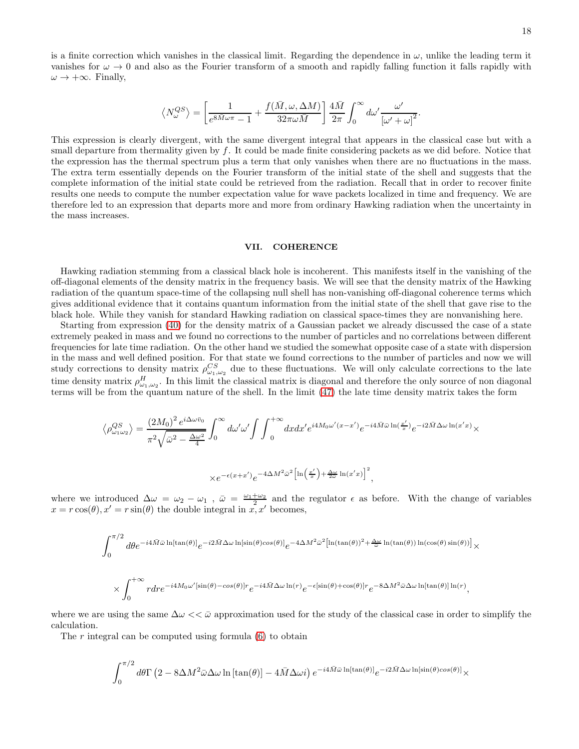is a finite correction which vanishes in the classical limit. Regarding the dependence in $\omega$, unlike the leading term it vanishes for $\omega \to 0$ and also as the Fourier transform of a smooth and rapidly falling function it falls rapidly with $\omega \to +\infty$. Finally,

$$\left\langle N_{\omega}^{QS} \right\rangle = \left[ \frac{1}{e^{8\bar{M}\omega\pi} - 1} + \frac{f(\bar{M}, \omega, \Delta M)}{32\pi\omega\bar{M}} \right] \frac{4\bar{M}}{2\pi} \int_0^{\infty} d\omega' \frac{\omega'}{\left[\omega' + \omega\right]^2}.$$

This expression is clearly divergent, with the same divergent integral that appears in the classical case but with a small departure from thermality given by $f$. It could be made finite considering packets as we did before. Notice that the expression has the thermal spectrum plus a term that only vanishes when there are no fluctuations in the mass. The extra term essentially depends on the Fourier transform of the initial state of the shell and suggests that the complete information of the initial state could be retrieved from the radiation. Recall that in order to recover finite results one needs to compute the number expectation value for wave packets localized in time and frequency. We are therefore led to an expression that departs more and more from ordinary Hawking radiation when the uncertainty in the mass increases.

## VII. COHERENCE

Hawking radiation stemming from a classical black hole is incoherent. This manifests itself in the vanishing of the off-diagonal elements of the density matrix in the frequency basis. We will see that the density matrix of the Hawking radiation of the quantum space-time of the collapsing null shell has non-vanishing off-diagonal coherence terms which gives additional evidence that it contains quantum information from the initial state of the shell that gave rise to the black hole. While they vanish for standard Hawking radiation on classical space-times they are nonvanishing here.

Starting from expression (40) for the density matrix of a Gaussian packet we already discussed the case of a state extremely peaked in mass and we found no corrections to the number of particles and no correlations between different frequencies for late time radiation. On the other hand we studied the somewhat opposite case of a state with dispersion in the mass and well defined position. For that state we found corrections to the number of particles and now we will study corrections to density matrix $\rho^{CS}_{\omega_1,\omega_2}$ due to these fluctuations. We will only calculate corrections to the late time density matrix $\rho^{H}_{\omega_1,\omega_2}$. In this limit the classical matrix is diagonal and therefore the only source of non diagonal terms will be from the quantum nature of the shell. In the limit (47) the late time density matrix takes the form

$$\left\langle \rho^{QS}_{\omega_1\omega_2} \right\rangle = \frac{(2M_0)^2 e^{i\Delta\omega\bar{v}_0}}{\pi^2\sqrt{\bar{\omega}^2 - \frac{\Delta\omega^2}{4}}} \int_0^{\infty} d\omega'\omega' \int\int_0^{+\infty} dx dx' e^{i4M_0\omega'(x-x')} e^{-i4\bar{M}\bar{\omega}\ln(\frac{x'}{x})} e^{-i2\bar{M}\Delta\omega\ln(x'x)} \times$$

$$\times e^{-\epsilon(x+x')} e^{-4\Delta M^2\bar{\omega}^2\left[\ln\left(\frac{x'}{x}\right) + \frac{\Delta\omega}{2\bar{\omega}}\ln(x'x)\right]^2},$$

where we introduced $\Delta\omega = \omega_2 - \omega_1$ , $\bar{\omega} = \frac{\omega_1+\omega_2}{2}$ and the regulator $\epsilon$ as before. With the change of variables $x = r\cos(\theta), x' = r\sin(\theta)$ the double integral in $x, x'$ becomes,

$$\int_0^{\pi/2} d\theta e^{-i4\bar{M}\bar{\omega}\ln[\tan(\theta)]} e^{-i2\bar{M}\Delta\omega\ln[\sin(\theta)cos(\theta)]} e^{-4\Delta M^2\bar{\omega}^2\left[\ln(\tan(\theta))^2 + \frac{\Delta\omega}{\bar{\omega}}\ln(\tan(\theta))\ln(\cos(\theta)\sin(\theta))\right]} \times$$

$$\times \int_0^{+\infty} r dr e^{-i4M_0\omega'[\sin(\theta)-cos(\theta)]r} e^{-i4\bar{M}\Delta\omega\ln(r)} e^{-\epsilon[\sin(\theta)+\cos(\theta)]r} e^{-8\Delta M^2\bar{\omega}\Delta\omega\ln[\tan(\theta)]\ln(r)},$$

where we are using the same $\Delta\omega << \bar{\omega}$ approximation used for the study of the classical case in order to simplify the calculation.

The $r$ integral can be computed using formula (6) to obtain

$$\int_0^{\pi/2} d\theta \Gamma\left(2 - 8\Delta M^2\bar{\omega}\Delta\omega\ln\left[\tan(\theta)\right] - 4\bar{M}\Delta\omega i\right) e^{-i4\bar{M}\bar{\omega}\ln[\tan(\theta)]} e^{-i2\bar{M}\Delta\omega\ln[\sin(\theta)cos(\theta)]} \times$$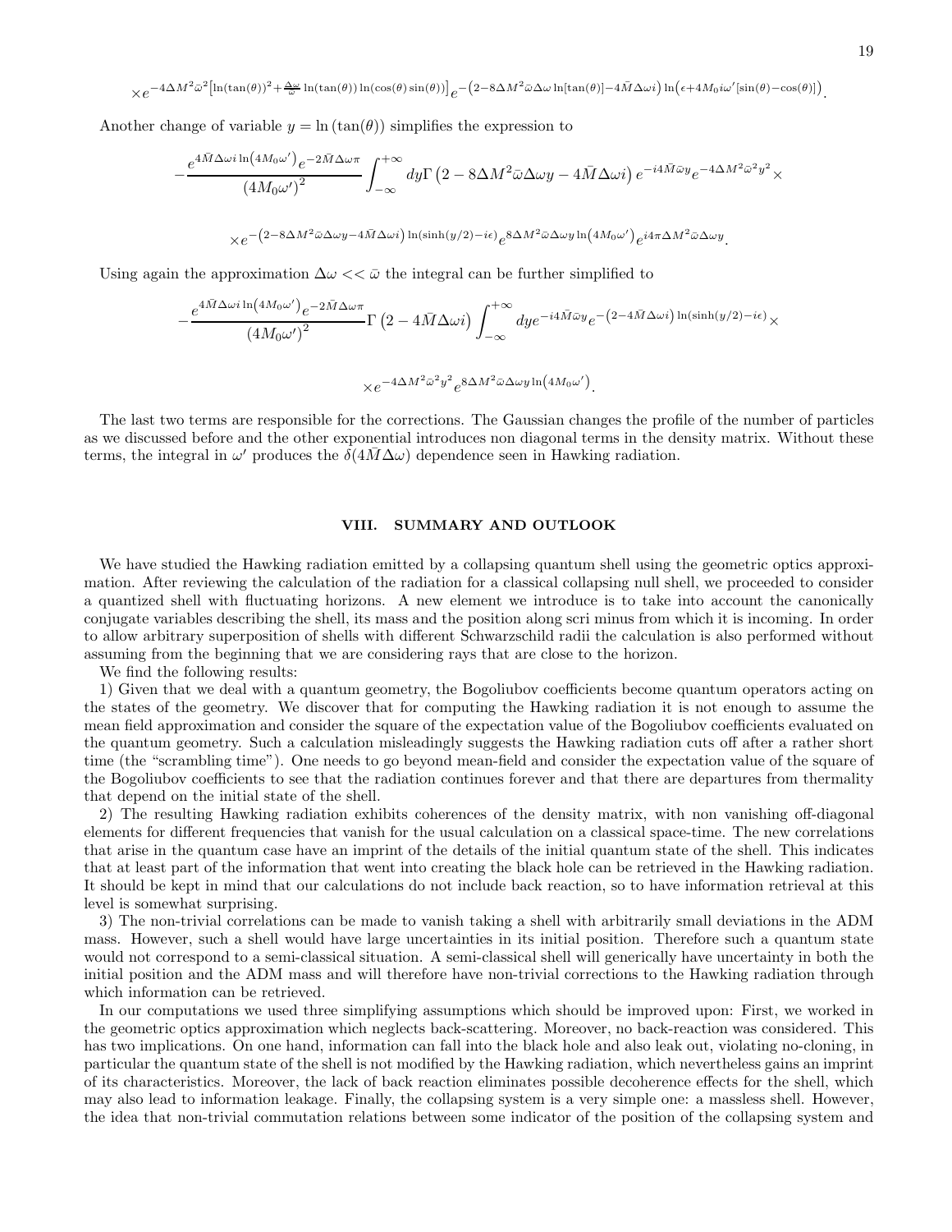$$\times e^{-4\Delta M^2\bar{\omega}^2\left[\ln(\tan(\theta))^2+\frac{\Delta\omega}{\bar{\omega}}\ln(\tan(\theta))\ln(\cos(\theta)\sin(\theta))\right]}e^{-\left(2-8\Delta M^2\bar{\omega}\Delta\omega\ln[\tan(\theta)]-4\bar{M}\Delta\omega i\right)\ln\left(\epsilon+4M_0 i\omega'[\sin(\theta)-\cos(\theta)]\right)}.$$

Another change of variable $y=\ln\left(\tan(\theta)\right)$ simplifies the expression to

$$-\frac{e^{4\bar{M}\Delta\omega i\ln\left(4M_0\omega'\right)}e^{-2\bar{M}\Delta\omega\pi}}{\left(4M_0\omega'\right)^2}\int_{-\infty}^{+\infty}dy\Gamma\left(2-8\Delta M^2\bar{\omega}\Delta\omega y-4\bar{M}\Delta\omega i\right)e^{-i4\bar{M}\bar{\omega}y}e^{-4\Delta M^2\bar{\omega}^2y^2}\times$$

$$\times e^{-\left(2-8\Delta M^2\bar{\omega}\Delta\omega y-4\bar{M}\Delta\omega i\right)\ln(\sinh(y/2)-i\epsilon)}e^{8\Delta M^2\bar{\omega}\Delta\omega y\ln\left(4M_0\omega'\right)}e^{i4\pi\Delta M^2\bar{\omega}\Delta\omega y}.$$

Using again the approximation $\Delta\omega << \bar{\omega}$ the integral can be further simplified to

$$-\frac{e^{4\bar{M}\Delta\omega i\ln\left(4M_0\omega'\right)}e^{-2\bar{M}\Delta\omega\pi}}{\left(4M_0\omega'\right)^2}\Gamma\left(2-4\bar{M}\Delta\omega i\right)\int_{-\infty}^{+\infty}dy e^{-i4\bar{M}\bar{\omega}y}e^{-\left(2-4\bar{M}\Delta\omega i\right)\ln(\sinh(y/2)-i\epsilon)}\times$$

$$\times e^{-4\Delta M^2\bar{\omega}^2y^2}e^{8\Delta M^2\bar{\omega}\Delta\omega y\ln\left(4M_0\omega'\right)}.$$

The last two terms are responsible for the corrections. The Gaussian changes the profile of the number of particles as we discussed before and the other exponential introduces non diagonal terms in the density matrix. Without these terms, the integral in $\omega'$ produces the $\delta(4\bar{M}\Delta\omega)$ dependence seen in Hawking radiation.

## VIII. SUMMARY AND OUTLOOK

We have studied the Hawking radiation emitted by a collapsing quantum shell using the geometric optics approximation. After reviewing the calculation of the radiation for a classical collapsing null shell, we proceeded to consider a quantized shell with fluctuating horizons. A new element we introduce is to take into account the canonically conjugate variables describing the shell, its mass and the position along scri minus from which it is incoming. In order to allow arbitrary superposition of shells with different Schwarzschild radii the calculation is also performed without assuming from the beginning that we are considering rays that are close to the horizon.

We find the following results:

1) Given that we deal with a quantum geometry, the Bogoliubov coefficients become quantum operators acting on the states of the geometry. We discover that for computing the Hawking radiation it is not enough to assume the mean field approximation and consider the square of the expectation value of the Bogoliubov coefficients evaluated on the quantum geometry. Such a calculation misleadingly suggests the Hawking radiation cuts off after a rather short time (the "scrambling time"). One needs to go beyond mean-field and consider the expectation value of the square of the Bogoliubov coefficients to see that the radiation continues forever and that there are departures from thermality that depend on the initial state of the shell.

2) The resulting Hawking radiation exhibits coherences of the density matrix, with non vanishing off-diagonal elements for different frequencies that vanish for the usual calculation on a classical space-time. The new correlations that arise in the quantum case have an imprint of the details of the initial quantum state of the shell. This indicates that at least part of the information that went into creating the black hole can be retrieved in the Hawking radiation. It should be kept in mind that our calculations do not include back reaction, so to have information retrieval at this level is somewhat surprising.

3) The non-trivial correlations can be made to vanish taking a shell with arbitrarily small deviations in the ADM mass. However, such a shell would have large uncertainties in its initial position. Therefore such a quantum state would not correspond to a semi-classical situation. A semi-classical shell will generically have uncertainty in both the initial position and the ADM mass and will therefore have non-trivial corrections to the Hawking radiation through which information can be retrieved.

In our computations we used three simplifying assumptions which should be improved upon: First, we worked in the geometric optics approximation which neglects back-scattering. Moreover, no back-reaction was considered. This has two implications. On one hand, information can fall into the black hole and also leak out, violating no-cloning, in particular the quantum state of the shell is not modified by the Hawking radiation, which nevertheless gains an imprint of its characteristics. Moreover, the lack of back reaction eliminates possible decoherence effects for the shell, which may also lead to information leakage. Finally, the collapsing system is a very simple one: a massless shell. However, the idea that non-trivial commutation relations between some indicator of the position of the collapsing system and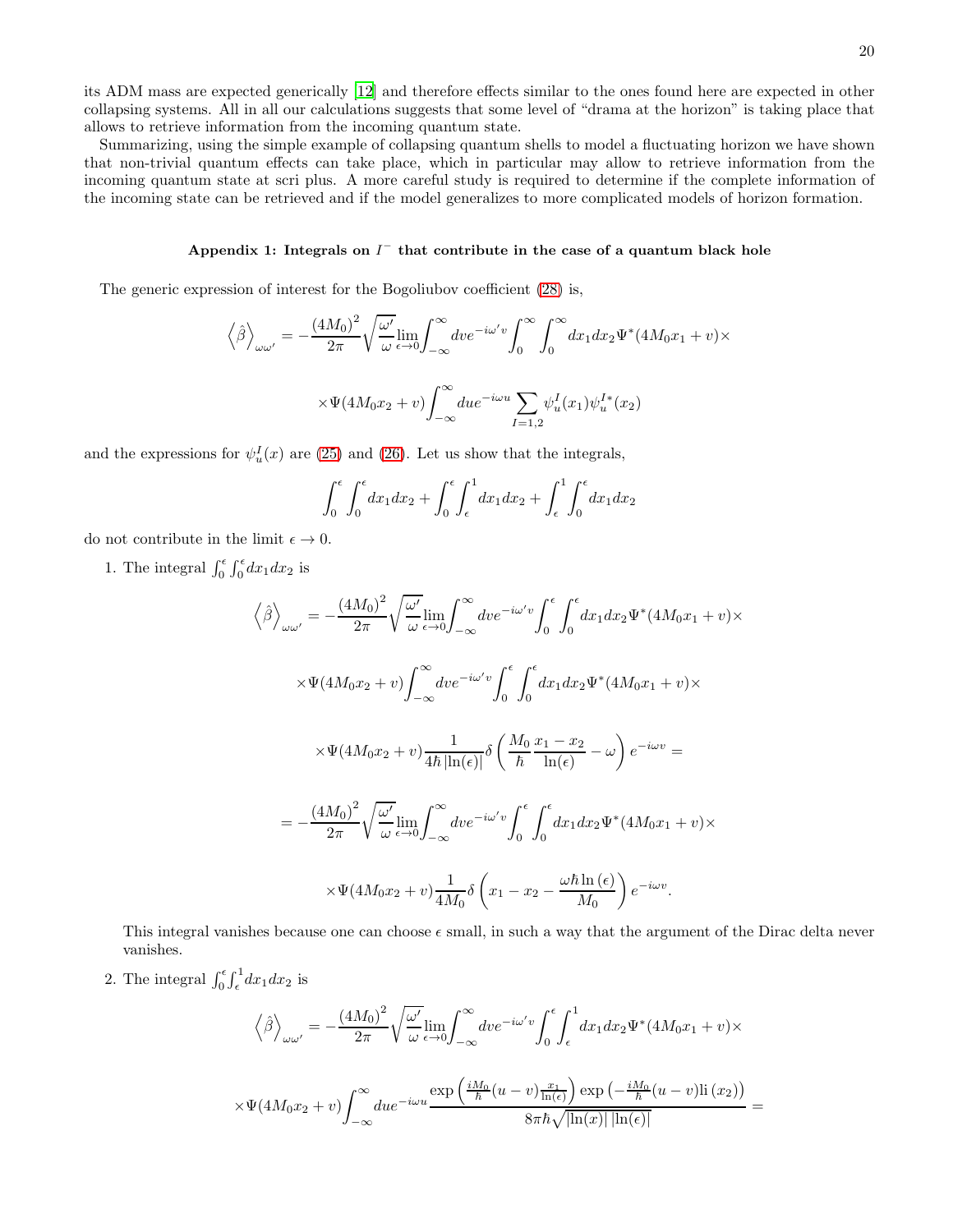its ADM mass are expected generically [12] and therefore effects similar to the ones found here are expected in other collapsing systems. All in all our calculations suggests that some level of "drama at the horizon" is taking place that allows to retrieve information from the incoming quantum state.

Summarizing, using the simple example of collapsing quantum shells to model a fluctuating horizon we have shown that non-trivial quantum effects can take place, which in particular may allow to retrieve information from the incoming quantum state at scri plus. A more careful study is required to determine if the complete information of the incoming state can be retrieved and if the model generalizes to more complicated models of horizon formation.

### Appendix 1: Integrals on $I^-$ that contribute in the case of a quantum black hole

The generic expression of interest for the Bogoliubov coefficient (28) is,

$$
\left\langle\hat{\beta}\right\rangle_{\omega\omega'} = -\frac{(4M_0)^2}{2\pi}\sqrt{\frac{\omega'}{\omega}}\lim_{\epsilon\to 0}\int_{-\infty}^{\infty} dv e^{-i\omega' v}\int_0^\infty\int_0^\infty dx_1 dx_2 \Psi^*(4M_0x_1+v)\times
$$

$$
\times\Psi(4M_0x_2+v)\int_{-\infty}^{\infty} du e^{-i\omega u}\sum_{I=1,2}\psi_u^I(x_1)\psi_u^{I*}(x_2)
$$

and the expressions for $\psi_u^I(x)$ are (25) and (26). Let us show that the integrals,

$$
\int_0^\epsilon\int_0^\epsilon dx_1 dx_2 + \int_0^\epsilon\int_\epsilon^1 dx_1 dx_2 + \int_\epsilon^1\int_0^\epsilon dx_1 dx_2
$$

do not contribute in the limit $\epsilon\to 0$.

1. The integral $\int_0^\epsilon\int_0^\epsilon dx_1 dx_2$ is

$$
\left\langle\hat{\beta}\right\rangle_{\omega\omega'} = -\frac{(4M_0)^2}{2\pi}\sqrt{\frac{\omega'}{\omega}}\lim_{\epsilon\to 0}\int_{-\infty}^{\infty} dv e^{-i\omega' v}\int_0^\epsilon\int_0^\epsilon dx_1 dx_2 \Psi^*(4M_0x_1+v)\times
$$

$$
\times\Psi(4M_0x_2+v)\int_{-\infty}^{\infty} dv e^{-i\omega' v}\int_0^\epsilon\int_0^\epsilon dx_1 dx_2 \Psi^*(4M_0x_1+v)\times
$$

$$
\times\Psi(4M_0x_2+v)\frac{1}{4\hbar\left|\ln(\epsilon)\right|}\delta\left(\frac{M_0}{\hbar}\frac{x_1-x_2}{\ln(\epsilon)}-\omega\right)e^{-i\omega v} =
$$

$$
= -\frac{(4M_0)^2}{2\pi}\sqrt{\frac{\omega'}{\omega}}\lim_{\epsilon\to 0}\int_{-\infty}^{\infty} dv e^{-i\omega' v}\int_0^\epsilon\int_0^\epsilon dx_1 dx_2 \Psi^*(4M_0x_1+v)\times
$$

$$
\times\Psi(4M_0x_2+v)\frac{1}{4M_0}\delta\left(x_1-x_2-\frac{\omega\hbar\ln(\epsilon)}{M_0}\right)e^{-i\omega v}.
$$

This integral vanishes because one can choose $\epsilon$ small, in such a way that the argument of the Dirac delta never vanishes.

2. The integral $\int_0^\epsilon\int_\epsilon^1 dx_1 dx_2$ is

$$
\left\langle\hat{\beta}\right\rangle_{\omega\omega'} = -\frac{(4M_0)^2}{2\pi}\sqrt{\frac{\omega'}{\omega}}\lim_{\epsilon\to 0}\int_{-\infty}^{\infty} dv e^{-i\omega' v}\int_0^\epsilon\int_\epsilon^1 dx_1 dx_2 \Psi^*(4M_0x_1+v)\times
$$

$$
\times\Psi(4M_0x_2+v)\int_{-\infty}^{\infty} du e^{-i\omega u}\frac{\exp\left(\frac{iM_0}{\hbar}(u-v)\frac{x_1}{\ln(\epsilon)}\right)\exp\left(-\frac{iM_0}{\hbar}(u-v)\mathrm{li}\,(x_2)\right)}{8\pi\hbar\sqrt{\left|\ln(x)\right|\left|\ln(\epsilon)\right|}} =
$$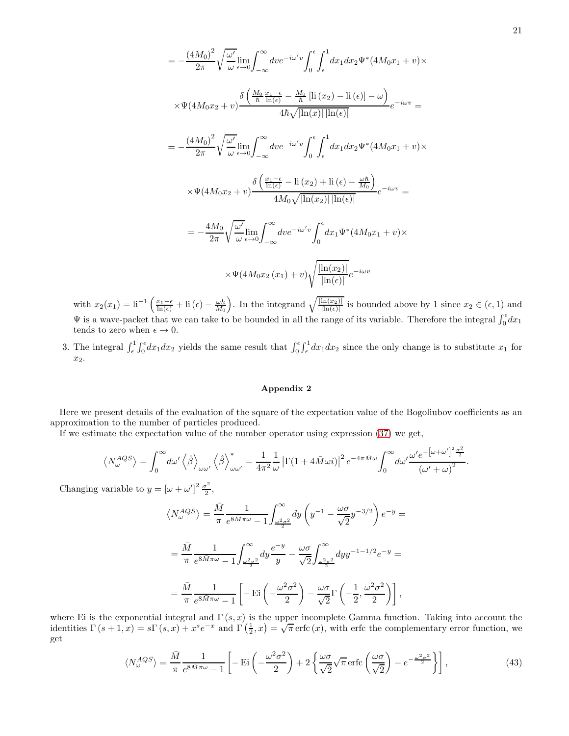$$= -\frac{(4M_0)^2}{2\pi}\sqrt{\frac{\omega'}{\omega}}\lim_{\epsilon\to 0}\int_{-\infty}^{\infty} dv e^{-i\omega' v}\int_0^{\epsilon}\int_{\epsilon}^{1} dx_1 dx_2 \Psi^*(4M_0 x_1 + v)\times$$

$$\times\Psi(4M_0 x_2 + v)\frac{\delta\left(\frac{M_0}{\hbar}\frac{x_1-\epsilon}{\ln(\epsilon)} - \frac{M_0}{\hbar}\left[\mathrm{li}\left(x_2\right) - \mathrm{li}\left(\epsilon\right)\right] - \omega\right)}{4\hbar\sqrt{|\ln(x)|\,|\ln(\epsilon)|}}e^{-i\omega v} =$$

$$= -\frac{(4M_0)^2}{2\pi}\sqrt{\frac{\omega'}{\omega}}\lim_{\epsilon\to 0}\int_{-\infty}^{\infty} dv e^{-i\omega' v}\int_0^{\epsilon}\int_{\epsilon}^{1} dx_1 dx_2 \Psi^*(4M_0 x_1 + v)\times$$

$$\times\Psi(4M_0 x_2 + v)\frac{\delta\left(\frac{x_1-\epsilon}{\ln(\epsilon)} - \mathrm{li}\left(x_2\right) + \mathrm{li}\left(\epsilon\right) - \frac{\omega\hbar}{M_0}\right)}{4M_0\sqrt{|\ln(x_2)|\,|\ln(\epsilon)|}}e^{-i\omega v} =$$

$$= -\frac{4M_0}{2\pi}\sqrt{\frac{\omega'}{\omega}}\lim_{\epsilon\to 0}\int_{-\infty}^{\infty} dv e^{-i\omega' v}\int_0^{\epsilon} dx_1 \Psi^*(4M_0 x_1 + v)\times$$

$$\times\Psi(4M_0 x_2\left(x_1\right) + v)\sqrt{\frac{|\ln(x_2)|}{|\ln(\epsilon)|}}e^{-i\omega v}$$

with $x_2(x_1) = \mathrm{li}^{-1}\left(\frac{x_1-\epsilon}{\ln(\epsilon)} + \mathrm{li}\left(\epsilon\right) - \frac{\omega\hbar}{M_0}\right)$. In the integrand $\sqrt{\frac{|\ln(x_2)|}{|\ln(\epsilon)|}}$ is bounded above by 1 since $x_2 \in (\epsilon, 1)$ and $\Psi$ is a wave-packet that we can take to be bounded in all the range of its variable. Therefore the integral $\int_0^{\epsilon} dx_1$ tends to zero when $\epsilon \to 0$.

3. The integral $\int_{\epsilon}^{1}\int_0^{\epsilon} dx_1 dx_2$ yields the same result that $\int_0^{\epsilon}\int_{\epsilon}^{1} dx_1 dx_2$ since the only change is to substitute $x_1$ for $x_2$.

## Appendix 2

Here we present details of the evaluation of the square of the expectation value of the Bogoliubov coefficients as an approximation to the number of particles produced.

If we estimate the expectation value of the number operator using expression (37) we get,

$$\left\langle N_{\omega}^{AQS}\right\rangle = \int_0^{\infty} d\omega' \left\langle \hat{\beta}\right\rangle_{\omega\omega'} \left\langle \hat{\beta}\right\rangle_{\omega\omega'}^{*} = \frac{1}{4\pi^2}\frac{1}{\omega}\left|\Gamma(1+4\bar{M}\omega i)\right|^2 e^{-4\pi\bar{M}\omega}\int_0^{\infty} d\omega' \frac{\omega' e^{-\left[\omega+\omega'\right]^2\frac{\sigma^2}{2}}}{\left(\omega'+\omega\right)^2}.$$

Changing variable to $y = \left[\omega+\omega'\right]^2\frac{\sigma^2}{2}$,

$$\left\langle N_{\omega}^{AQS}\right\rangle = \frac{\bar{M}}{\pi}\frac{1}{e^{8\bar{M}\pi\omega}-1}\int_{\frac{\omega^2\sigma^2}{2}}^{\infty} dy\left(y^{-1} - \frac{\omega\sigma}{\sqrt{2}}y^{-3/2}\right)e^{-y} =$$

$$= \frac{\bar{M}}{\pi}\frac{1}{e^{8\bar{M}\pi\omega}-1}\int_{\frac{\omega^2\sigma^2}{2}}^{\infty} dy\frac{e^{-y}}{y} - \frac{\omega\sigma}{\sqrt{2}}\int_{\frac{\omega^2\sigma^2}{2}}^{\infty} dy y^{-1-1/2}e^{-y} =$$

$$= \frac{\bar{M}}{\pi}\frac{1}{e^{8\bar{M}\pi\omega}-1}\left[-\,\mathrm{Ei}\left(-\frac{\omega^2\sigma^2}{2}\right) - \frac{\omega\sigma}{\sqrt{2}}\Gamma\left(-\frac{1}{2},\frac{\omega^2\sigma^2}{2}\right)\right],$$

where Ei is the exponential integral and $\Gamma(s,x)$ is the upper incomplete Gamma function. Taking into account the identities $\Gamma(s+1,x) = s\Gamma(s,x) + x^s e^{-x}$ and $\Gamma\left(\frac{1}{2},x\right) = \sqrt{\pi}\,\mathrm{erfc}\,(x)$, with erfc the complementary error function, we get

$$\langle N_{\omega}^{AQS}\rangle = \frac{\bar{M}}{\pi}\frac{1}{e^{8\bar{M}\pi\omega}-1}\left[-\,\mathrm{Ei}\left(-\frac{\omega^2\sigma^2}{2}\right) + 2\left\{\frac{\omega\sigma}{\sqrt{2}}\sqrt{\pi}\,\mathrm{erfc}\left(\frac{\omega\sigma}{\sqrt{2}}\right) - e^{-\frac{\omega^2\sigma^2}{2}}\right\}\right], \tag{43}$$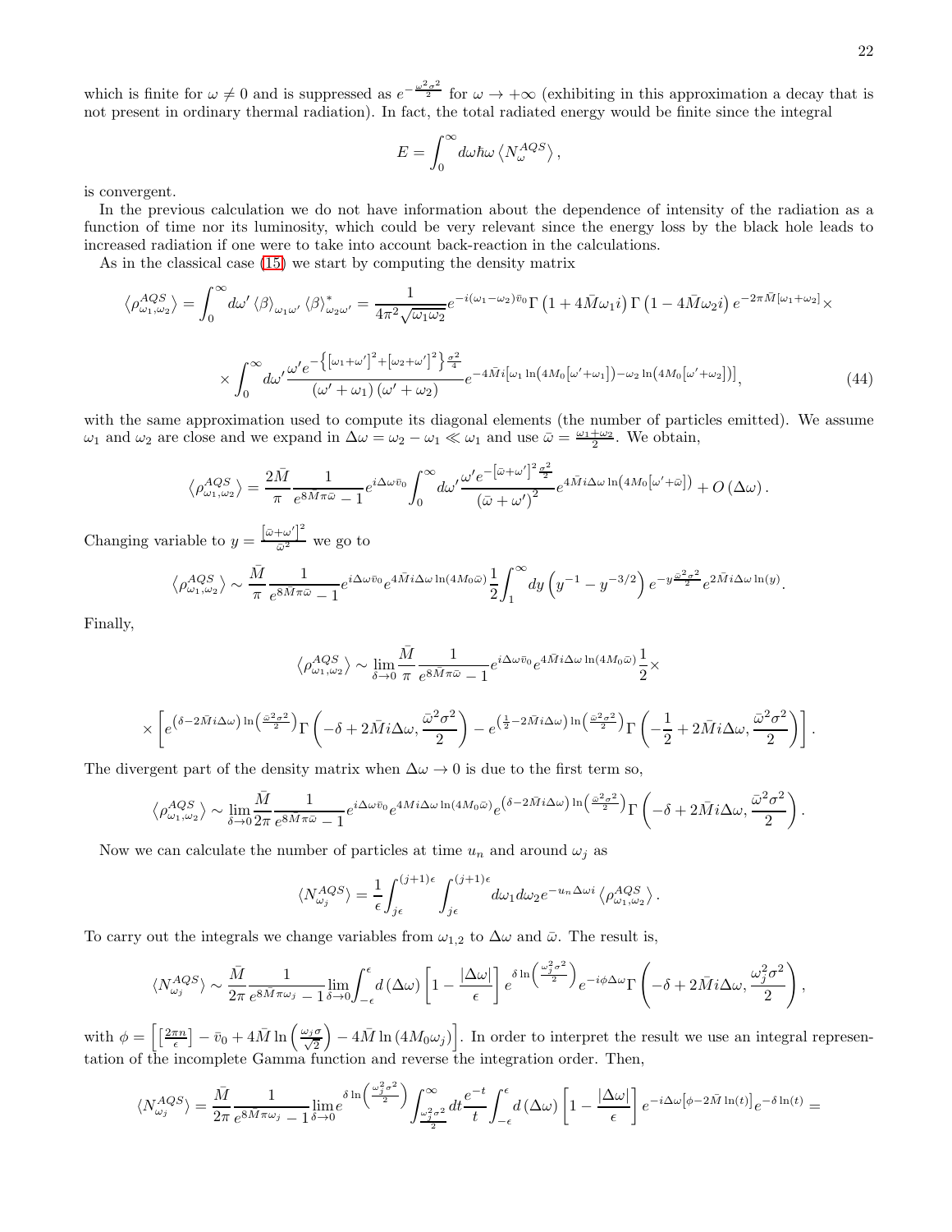which is finite for $\omega \neq 0$ and is suppressed as $e^{-\frac{\omega^2\sigma^2}{2}}$ for $\omega \to +\infty$ (exhibiting in this approximation a decay that is not present in ordinary thermal radiation). In fact, the total radiated energy would be finite since the integral

$$E = \int_0^\infty d\omega \hbar\omega \left\langle N_\omega^{AQS} \right\rangle,$$

is convergent.

In the previous calculation we do not have information about the dependence of intensity of the radiation as a function of time nor its luminosity, which could be very relevant since the energy loss by the black hole leads to increased radiation if one were to take into account back-reaction in the calculations.

As in the classical case (15) we start by computing the density matrix

$$\left\langle \rho_{\omega_1,\omega_2}^{AQS} \right\rangle = \int_0^\infty d\omega' \left\langle \beta \right\rangle_{\omega_1\omega'} \left\langle \beta \right\rangle_{\omega_2\omega'}^* = \frac{1}{4\pi^2\sqrt{\omega_1\omega_2}} e^{-i(\omega_1-\omega_2)\bar{v}_0} \Gamma\left(1+4\bar{M}\omega_1 i\right)\Gamma\left(1-4\bar{M}\omega_2 i\right) e^{-2\pi\bar{M}[\omega_1+\omega_2]} \times$$

$$\times \int_0^\infty d\omega' \frac{\omega' e^{-\left\{[\omega_1+\omega']^2+[\omega_2+\omega']^2\right\}\frac{\sigma^2}{4}}}{(\omega'+\omega_1)(\omega'+\omega_2)} e^{-4\bar{M}i\left[\omega_1 \ln\left(4M_0[\omega'+\omega_1]\right)-\omega_2\ln\left(4M_0[\omega'+\omega_2]\right)\right]}, \tag{44}$$

with the same approximation used to compute its diagonal elements (the number of particles emitted). We assume $\omega_1$ and $\omega_2$ are close and we expand in $\Delta\omega = \omega_2 - \omega_1 \ll \omega_1$ and use $\bar{\omega} = \frac{\omega_1+\omega_2}{2}$. We obtain,

$$\left\langle \rho_{\omega_1,\omega_2}^{AQS} \right\rangle = \frac{2\bar{M}}{\pi} \frac{1}{e^{8\bar{M}\pi\bar{\omega}}-1} e^{i\Delta\omega\bar{v}_0} \int_0^\infty d\omega' \frac{\omega' e^{-[\bar{\omega}+\omega']^2\frac{\sigma^2}{2}}}{(\bar{\omega}+\omega')^2} e^{4\bar{M}i\Delta\omega\ln\left(4M_0[\omega'+\bar{\omega}]\right)} + O\left(\Delta\omega\right).$$

Changing variable to $y = \frac{[\bar{\omega}+\omega']^2}{\bar{\omega}^2}$ we go to

$$\left\langle \rho_{\omega_1,\omega_2}^{AQS} \right\rangle \sim \frac{\bar{M}}{\pi} \frac{1}{e^{8\bar{M}\pi\bar{\omega}}-1} e^{i\Delta\omega\bar{v}_0} e^{4\bar{M}i\Delta\omega\ln(4M_0\bar{\omega})} \frac{1}{2}\int_1^\infty dy \left(y^{-1}-y^{-3/2}\right) e^{-y\frac{\bar{\omega}^2\sigma^2}{2}} e^{2\bar{M}i\Delta\omega\ln(y)}.$$

Finally,

$$\left\langle \rho_{\omega_1,\omega_2}^{AQS} \right\rangle \sim \lim_{\delta\to 0} \frac{\bar{M}}{\pi} \frac{1}{e^{8\bar{M}\pi\bar{\omega}}-1} e^{i\Delta\omega\bar{v}_0} e^{4\bar{M}i\Delta\omega\ln(4M_0\bar{\omega})} \frac{1}{2} \times$$

$$\times \left[ e^{\left(\delta - 2\bar{M}i\Delta\omega\right)\ln\left(\frac{\bar{\omega}^2\sigma^2}{2}\right)} \Gamma\left(-\delta + 2\bar{M}i\Delta\omega, \frac{\bar{\omega}^2\sigma^2}{2}\right) - e^{\left(\frac{1}{2} - 2\bar{M}i\Delta\omega\right)\ln\left(\frac{\bar{\omega}^2\sigma^2}{2}\right)} \Gamma\left(-\frac{1}{2} + 2\bar{M}i\Delta\omega, \frac{\bar{\omega}^2\sigma^2}{2}\right) \right].$$

The divergent part of the density matrix when $\Delta\omega \to 0$ is due to the first term so,

$$\left\langle \rho_{\omega_1,\omega_2}^{AQS} \right\rangle \sim \lim_{\delta\to 0} \frac{\bar{M}}{2\pi} \frac{1}{e^{8\bar{M}\pi\bar{\omega}}-1} e^{i\Delta\omega\bar{v}_0} e^{4Mi\Delta\omega\ln(4M_0\bar{\omega})} e^{\left(\delta - 2\bar{M}i\Delta\omega\right)\ln\left(\frac{\bar{\omega}^2\sigma^2}{2}\right)} \Gamma\left(-\delta + 2\bar{M}i\Delta\omega, \frac{\bar{\omega}^2\sigma^2}{2}\right).$$

Now we can calculate the number of particles at time $u_n$ and around $\omega_j$ as

$$\langle N_{\omega_j}^{AQS} \rangle = \frac{1}{\epsilon} \int_{j\epsilon}^{(j+1)\epsilon} \int_{j\epsilon}^{(j+1)\epsilon} d\omega_1 d\omega_2 e^{-u_n\Delta\omega i} \left\langle \rho_{\omega_1,\omega_2}^{AQS} \right\rangle.$$

To carry out the integrals we change variables from $\omega_{1,2}$ to $\Delta\omega$ and $\bar{\omega}$. The result is,

$$\langle N_{\omega_j}^{AQS} \rangle \sim \frac{\bar{M}}{2\pi} \frac{1}{e^{8\bar{M}\pi\omega_j}-1} \lim_{\delta\to 0} \int_{-\epsilon}^{\epsilon} d\left(\Delta\omega\right) \left[1 - \frac{|\Delta\omega|}{\epsilon}\right] e^{\delta\ln\left(\frac{\omega_j^2\sigma^2}{2}\right)} e^{-i\phi\Delta\omega} \Gamma\left(-\delta + 2\bar{M}i\Delta\omega, \frac{\omega_j^2\sigma^2}{2}\right),$$

with $\phi = \left[\left[\frac{2\pi n}{\epsilon}\right] - \bar{v}_0 + 4\bar{M}\ln\left(\frac{\omega_j\sigma}{\sqrt{2}}\right) - 4\bar{M}\ln\left(4M_0\omega_j\right)\right]$. In order to interpret the result we use an integral representation of the incomplete Gamma function and reverse the integration order. Then,

$$\langle N_{\omega_j}^{AQS} \rangle = \frac{\bar{M}}{2\pi} \frac{1}{e^{8\bar{M}\pi\omega_j}-1} \lim_{\delta\to 0} e^{\delta\ln\left(\frac{\omega_j^2\sigma^2}{2}\right)} \int_{\frac{\omega_j^2\sigma^2}{2}}^\infty dt \frac{e^{-t}}{t} \int_{-\epsilon}^{\epsilon} d\left(\Delta\omega\right) \left[1 - \frac{|\Delta\omega|}{\epsilon}\right] e^{-i\Delta\omega\left[\phi - 2\bar{M}\ln(t)\right]} e^{-\delta\ln(t)} =$$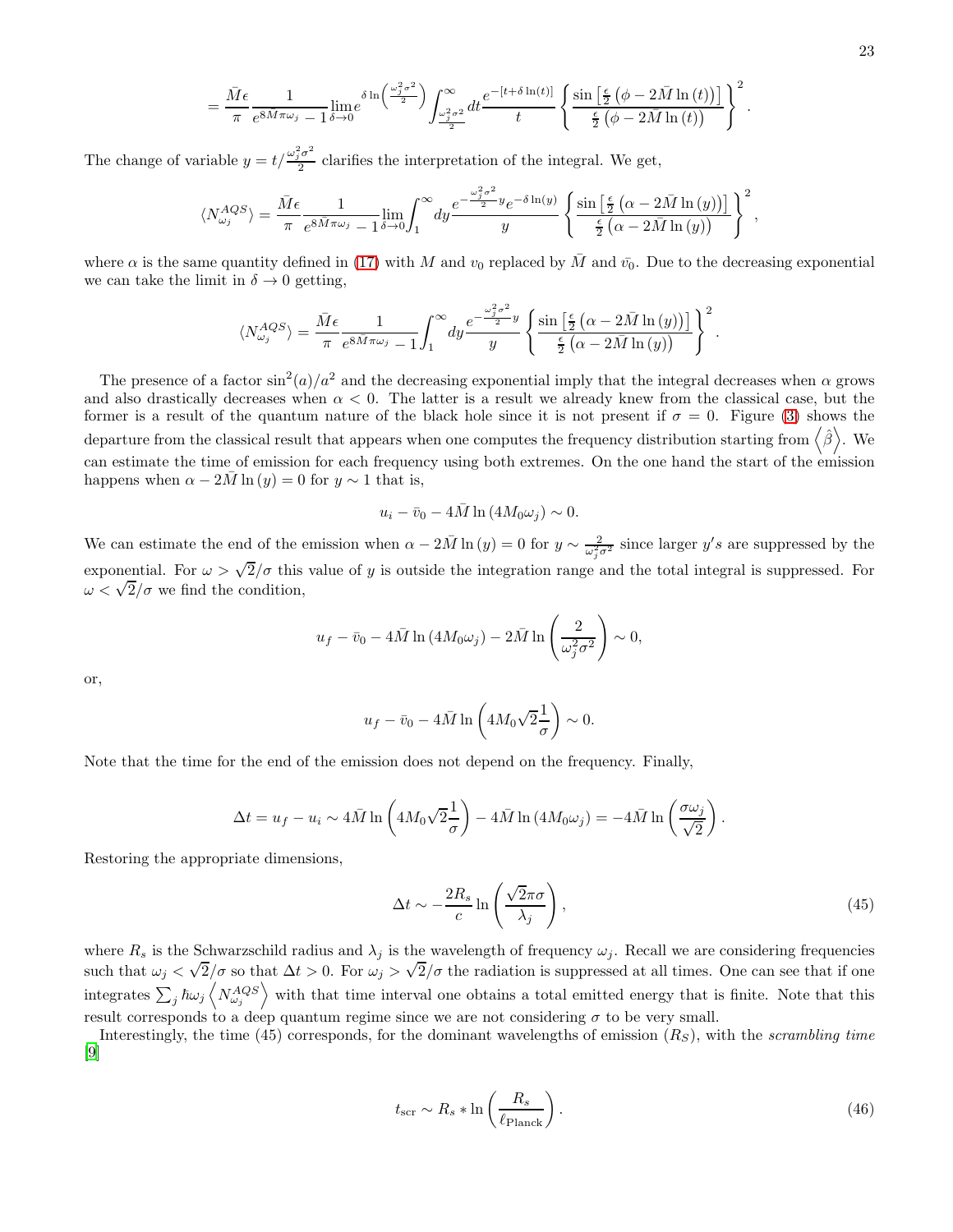$$= \frac{\bar{M}\epsilon}{\pi} \frac{1}{e^{8\bar{M}\pi\omega_j} - 1} \lim_{\delta\to 0} e^{\delta \ln\left(\frac{\omega_j^2\sigma^2}{2}\right)} \int_{\frac{\omega_j^2\sigma^2}{2}}^{\infty} dt \frac{e^{-[t+\delta \ln(t)]}}{t} \left\{ \frac{\sin\left[\frac{\epsilon}{2}\left(\phi - 2\bar{M}\ln(t)\right)\right]}{\frac{\epsilon}{2}\left(\phi - 2\bar{M}\ln(t)\right)} \right\}^2 .$$

The change of variable $y = t/\frac{\omega_j^2\sigma^2}{2}$ clarifies the interpretation of the integral. We get,

$$\langle N_{\omega_j}^{AQS} \rangle = \frac{\bar{M}\epsilon}{\pi} \frac{1}{e^{8\bar{M}\pi\omega_j} - 1} \lim_{\delta\to 0} \int_1^{\infty} dy \frac{e^{-\frac{\omega_j^2\sigma^2}{2}y} e^{-\delta\ln(y)}}{y} \left\{ \frac{\sin\left[\frac{\epsilon}{2}\left(\alpha - 2\bar{M}\ln(y)\right)\right]}{\frac{\epsilon}{2}\left(\alpha - 2\bar{M}\ln(y)\right)} \right\}^2 ,$$

where $\alpha$ is the same quantity defined in (17) with $M$ and $v_0$ replaced by $\bar{M}$ and $\bar{v_0}$. Due to the decreasing exponential we can take the limit in $\delta \to 0$ getting,

$$\langle N_{\omega_j}^{AQS} \rangle = \frac{\bar{M}\epsilon}{\pi} \frac{1}{e^{8\bar{M}\pi\omega_j} - 1} \int_1^{\infty} dy \frac{e^{-\frac{\omega_j^2\sigma^2}{2}y}}{y} \left\{ \frac{\sin\left[\frac{\epsilon}{2}\left(\alpha - 2\bar{M}\ln(y)\right)\right]}{\frac{\epsilon}{2}\left(\alpha - 2\bar{M}\ln(y)\right)} \right\}^2 .$$

The presence of a factor $\sin^2(a)/a^2$ and the decreasing exponential imply that the integral decreases when $\alpha$ grows and also drastically decreases when $\alpha < 0$. The latter is a result we already knew from the classical case, but the former is a result of the quantum nature of the black hole since it is not present if $\sigma = 0$. Figure (3) shows the departure from the classical result that appears when one computes the frequency distribution starting from $\left\langle \hat{\beta} \right\rangle$. We can estimate the time of emission for each frequency using both extremes. On the one hand the start of the emission happens when $\alpha - 2\bar{M}\ln(y) = 0$ for $y \sim 1$ that is,

$$u_i - \bar{v}_0 - 4\bar{M}\ln(4M_0\omega_j) \sim 0.$$

We can estimate the end of the emission when $\alpha - 2\bar{M}\ln(y) = 0$ for $y \sim \frac{2}{\omega_j^2\sigma^2}$ since larger $y's$ are suppressed by the exponential. For $\omega > \sqrt{2}/\sigma$ this value of $y$ is outside the integration range and the total integral is suppressed. For $\omega < \sqrt{2}/\sigma$ we find the condition,

$$u_f - \bar{v}_0 - 4\bar{M}\ln(4M_0\omega_j) - 2\bar{M}\ln\left(\frac{2}{\omega_j^2\sigma^2}\right) \sim 0,$$

or,

$$u_f - \bar{v}_0 - 4\bar{M}\ln\left(4M_0\sqrt{2}\frac{1}{\sigma}\right) \sim 0.$$

Note that the time for the end of the emission does not depend on the frequency. Finally,

$$\Delta t = u_f - u_i \sim 4\bar{M}\ln\left(4M_0\sqrt{2}\frac{1}{\sigma}\right) - 4\bar{M}\ln(4M_0\omega_j) = -4\bar{M}\ln\left(\frac{\sigma\omega_j}{\sqrt{2}}\right).$$

Restoring the appropriate dimensions,

$$\Delta t \sim -\frac{2R_s}{c}\ln\left(\frac{\sqrt{2}\pi\sigma}{\lambda_j}\right), \tag{45}$$

where $R_s$ is the Schwarzschild radius and $\lambda_j$ is the wavelength of frequency $\omega_j$. Recall we are considering frequencies such that $\omega_j < \sqrt{2}/\sigma$ so that $\Delta t > 0$. For $\omega_j > \sqrt{2}/\sigma$ the radiation is suppressed at all times. One can see that if one integrates $\sum_j \hbar\omega_j \left\langle N_{\omega_j}^{AQS} \right\rangle$ with that time interval one obtains a total emitted energy that is finite. Note that this result corresponds to a deep quantum regime since we are not considering $\sigma$ to be very small.

Interestingly, the time (45) corresponds, for the dominant wavelengths of emission ($R_S$), with the *scrambling time* [9]

$$t_{\rm scr} \sim R_s * \ln\left(\frac{R_s}{\ell_{\rm Planck}}\right). \tag{46}$$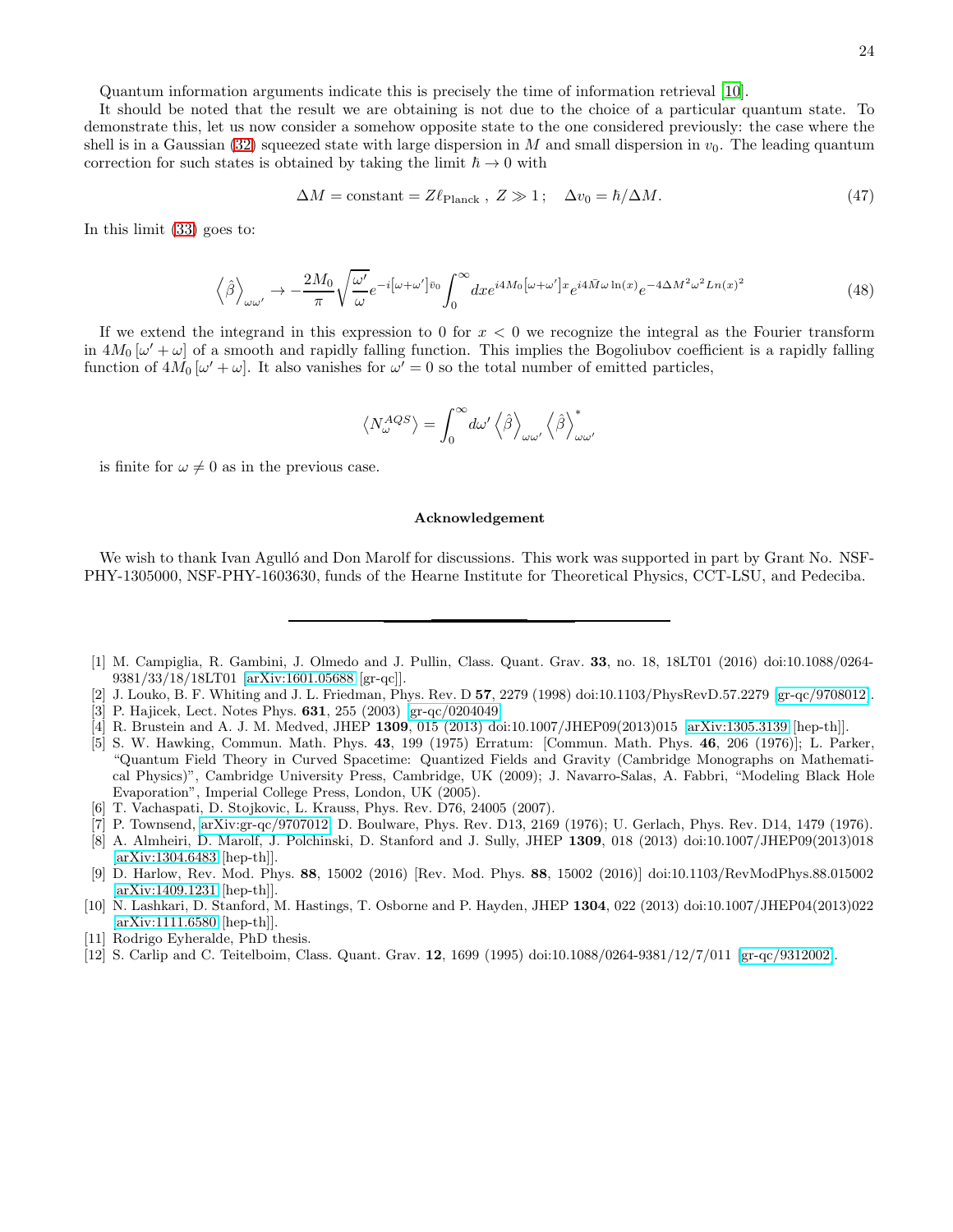Quantum information arguments indicate this is precisely the time of information retrieval [10].

It should be noted that the result we are obtaining is not due to the choice of a particular quantum state. To demonstrate this, let us now consider a somehow opposite state to the one considered previously: the case where the shell is in a Gaussian (32) squeezed state with large dispersion in $M$ and small dispersion in $v_0$. The leading quantum correction for such states is obtained by taking the limit $\hbar \to 0$ with

$$\Delta M = \text{constant} = Z\ell_{\text{Planck}}\ ,\ Z \gg 1\ ; \quad \Delta v_0 = \hbar/\Delta M. \tag{47}$$

In this limit (33) goes to:

$$\left\langle \hat{\beta} \right\rangle_{\omega\omega'} \to -\frac{2M_0}{\pi}\sqrt{\frac{\omega'}{\omega}} e^{-i\left[\omega+\omega'\right]\bar{v}_0} \int_0^\infty dx e^{i4M_0\left[\omega+\omega'\right]x} e^{i4\bar{M}\omega \ln(x)} e^{-4\Delta M^2\omega^2 Ln(x)^2} \tag{48}$$

If we extend the integrand in this expression to 0 for $x < 0$ we recognize the integral as the Fourier transform in $4M_0\left[\omega' + \omega\right]$ of a smooth and rapidly falling function. This implies the Bogoliubov coefficient is a rapidly falling function of $4M_0\left[\omega' + \omega\right]$. It also vanishes for $\omega' = 0$ so the total number of emitted particles,

$$\left\langle N_\omega^{AQS} \right\rangle = \int_0^\infty d\omega' \left\langle \hat{\beta} \right\rangle_{\omega\omega'} \left\langle \hat{\beta} \right\rangle^*_{\omega\omega'}$$

is finite for $\omega \neq 0$ as in the previous case.

#### Acknowledgement

We wish to thank Ivan Agulló and Don Marolf for discussions. This work was supported in part by Grant No. NSF-PHY-1305000, NSF-PHY-1603630, funds of the Hearne Institute for Theoretical Physics, CCT-LSU, and Pedeciba.

---

[1] M. Campiglia, R. Gambini, J. Olmedo and J. Pullin, Class. Quant. Grav. **33**, no. 18, 18LT01 (2016) doi:10.1088/0264-9381/33/18/18LT01 [arXiv:1601.05688 [gr-qc]].

[2] J. Louko, B. F. Whiting and J. L. Friedman, Phys. Rev. D **57**, 2279 (1998) doi:10.1103/PhysRevD.57.2279 [gr-qc/9708012].

[3] P. Hajicek, Lect. Notes Phys. **631**, 255 (2003) [gr-qc/0204049].

[4] R. Brustein and A. J. M. Medved, JHEP **1309**, 015 (2013) doi:10.1007/JHEP09(2013)015 [arXiv:1305.3139 [hep-th]].

[5] S. W. Hawking, Commun. Math. Phys. **43**, 199 (1975) Erratum: [Commun. Math. Phys. **46**, 206 (1976)]; L. Parker, "Quantum Field Theory in Curved Spacetime: Quantized Fields and Gravity (Cambridge Monographs on Mathematical Physics)", Cambridge University Press, Cambridge, UK (2009); J. Navarro-Salas, A. Fabbri, "Modeling Black Hole Evaporation", Imperial College Press, London, UK (2005).

[6] T. Vachaspati, D. Stojkovic, L. Krauss, Phys. Rev. D76, 24005 (2007).

[7] P. Townsend, arXiv:gr-qc/9707012; D. Boulware, Phys. Rev. D13, 2169 (1976); U. Gerlach, Phys. Rev. D14, 1479 (1976).

[8] A. Almheiri, D. Marolf, J. Polchinski, D. Stanford and J. Sully, JHEP **1309**, 018 (2013) doi:10.1007/JHEP09(2013)018 [arXiv:1304.6483 [hep-th]].

[9] D. Harlow, Rev. Mod. Phys. **88**, 15002 (2016) [Rev. Mod. Phys. **88**, 15002 (2016)] doi:10.1103/RevModPhys.88.015002 [arXiv:1409.1231 [hep-th]].

[10] N. Lashkari, D. Stanford, M. Hastings, T. Osborne and P. Hayden, JHEP **1304**, 022 (2013) doi:10.1007/JHEP04(2013)022 [arXiv:1111.6580 [hep-th]].

[11] Rodrigo Eyheralde, PhD thesis.

[12] S. Carlip and C. Teitelboim, Class. Quant. Grav. **12**, 1699 (1995) doi:10.1088/0264-9381/12/7/011 [gr-qc/9312002].